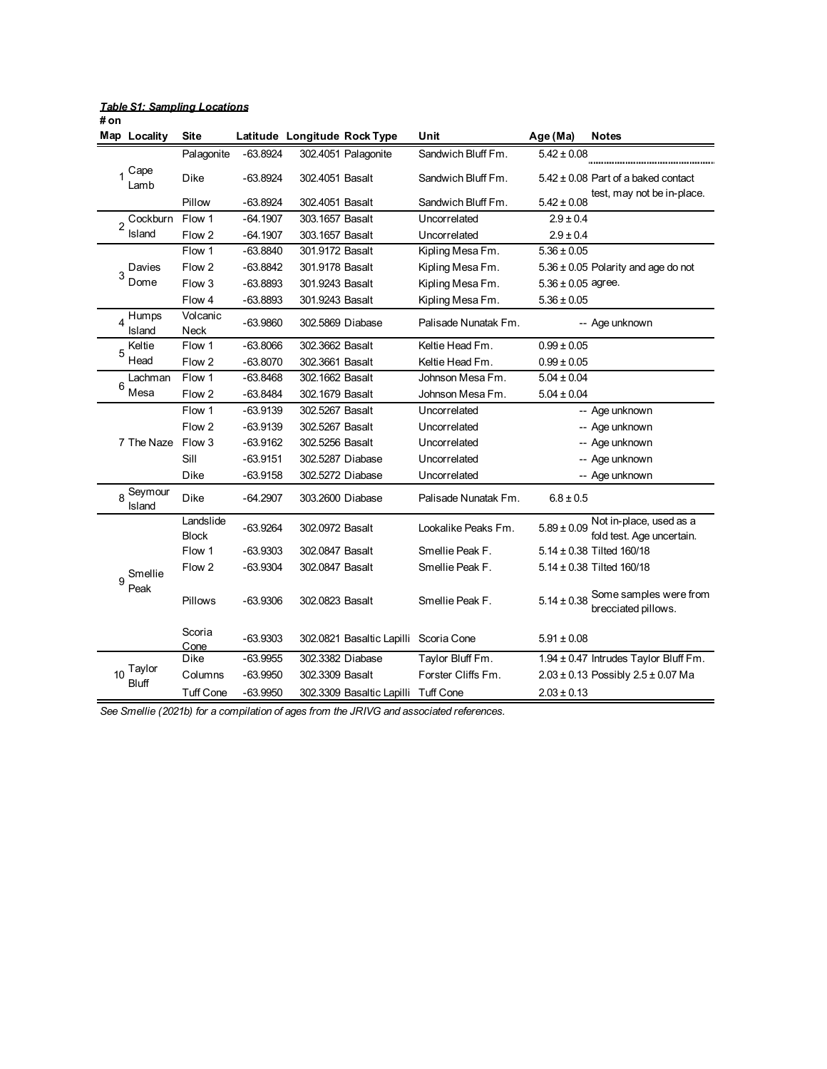***Table S1: Sampling Locations***

| # on Map | Locality | Site | Latitude | Longitude | Rock Type | Unit | Age (Ma) | Notes |
|---|---|---|---|---|---|---|---|---|
| 1 | Cape Lamb | Palagonite | -63.8924 | 302.4051 | Palagonite | Sandwich Bluff Fm. | 5.42 ± 0.08 | |
| | | Dike | -63.8924 | 302.4051 | Basalt | Sandwich Bluff Fm. | 5.42 ± 0.08 | Part of a baked contact test, may not be in-place. |
| | | Pillow | -63.8924 | 302.4051 | Basalt | Sandwich Bluff Fm. | 5.42 ± 0.08 | |
| 2 | Cockburn Island | Flow 1 | -64.1907 | 303.1657 | Basalt | Uncorrelated | 2.9 ± 0.4 | |
| | | Flow 2 | -64.1907 | 303.1657 | Basalt | Uncorrelated | 2.9 ± 0.4 | |
| 3 | Davies Dome | Flow 1 | -63.8840 | 301.9172 | Basalt | Kipling Mesa Fm. | 5.36 ± 0.05 | |
| | | Flow 2 | -63.8842 | 301.9178 | Basalt | Kipling Mesa Fm. | 5.36 ± 0.05 | Polarity and age do not agree. |
| | | Flow 3 | -63.8893 | 301.9243 | Basalt | Kipling Mesa Fm. | 5.36 ± 0.05 | |
| | | Flow 4 | -63.8893 | 301.9243 | Basalt | Kipling Mesa Fm. | 5.36 ± 0.05 | |
| 4 | Humps Island | Volcanic Neck | -63.9860 | 302.5869 | Diabase | Palisade Nunatak Fm. | -- | Age unknown |
| 5 | Keltie Head | Flow 1 | -63.8066 | 302.3662 | Basalt | Keltie Head Fm. | 0.99 ± 0.05 | |
| | | Flow 2 | -63.8070 | 302.3661 | Basalt | Keltie Head Fm. | 0.99 ± 0.05 | |
| 6 | Lachman Mesa | Flow 1 | -63.8468 | 302.1662 | Basalt | Johnson Mesa Fm. | 5.04 ± 0.04 | |
| | | Flow 2 | -63.8484 | 302.1679 | Basalt | Johnson Mesa Fm. | 5.04 ± 0.04 | |
| 7 | The Naze | Flow 1 | -63.9139 | 302.5267 | Basalt | Uncorrelated | -- | Age unknown |
| | | Flow 2 | -63.9139 | 302.5267 | Basalt | Uncorrelated | -- | Age unknown |
| | | Flow 3 | -63.9162 | 302.5256 | Basalt | Uncorrelated | -- | Age unknown |
| | | Sill | -63.9151 | 302.5287 | Diabase | Uncorrelated | -- | Age unknown |
| | | Dike | -63.9158 | 302.5272 | Diabase | Uncorrelated | -- | Age unknown |
| 8 | Seymour Island | Dike | -64.2907 | 303.2600 | Diabase | Palisade Nunatak Fm. | 6.8 ± 0.5 | |
| 9 | Smellie Peak | Landslide Block | -63.9264 | 302.0972 | Basalt | Lookalike Peaks Fm. | 5.89 ± 0.09 | Not in-place, used as a fold test. Age uncertain. |
| | | Flow 1 | -63.9303 | 302.0847 | Basalt | Smellie Peak F. | 5.14 ± 0.38 | Tilted 160/18 |
| | | Flow 2 | -63.9304 | 302.0847 | Basalt | Smellie Peak F. | 5.14 ± 0.38 | Tilted 160/18 |
| | | Pillows | -63.9306 | 302.0823 | Basalt | Smellie Peak F. | 5.14 ± 0.38 | Some samples were from brecciated pillows. |
| | | Scoria Cone | -63.9303 | 302.0821 | Basaltic Lapilli | Scoria Cone | 5.91 ± 0.08 | |
| 10 | Taylor Bluff | Dike | -63.9955 | 302.3382 | Diabase | Taylor Bluff Fm. | 1.94 ± 0.47 | Intrudes Taylor Bluff Fm. |
| | | Columns | -63.9950 | 302.3309 | Basalt | Forster Cliffs Fm. | 2.03 ± 0.13 | Possibly 2.5 ± 0.07 Ma |
| | | Tuff Cone | -63.9950 | 302.3309 | Basaltic Lapilli | Tuff Cone | 2.03 ± 0.13 | |

*See Smellie (2021b) for a compilation of ages from the JRIVG and associated references.*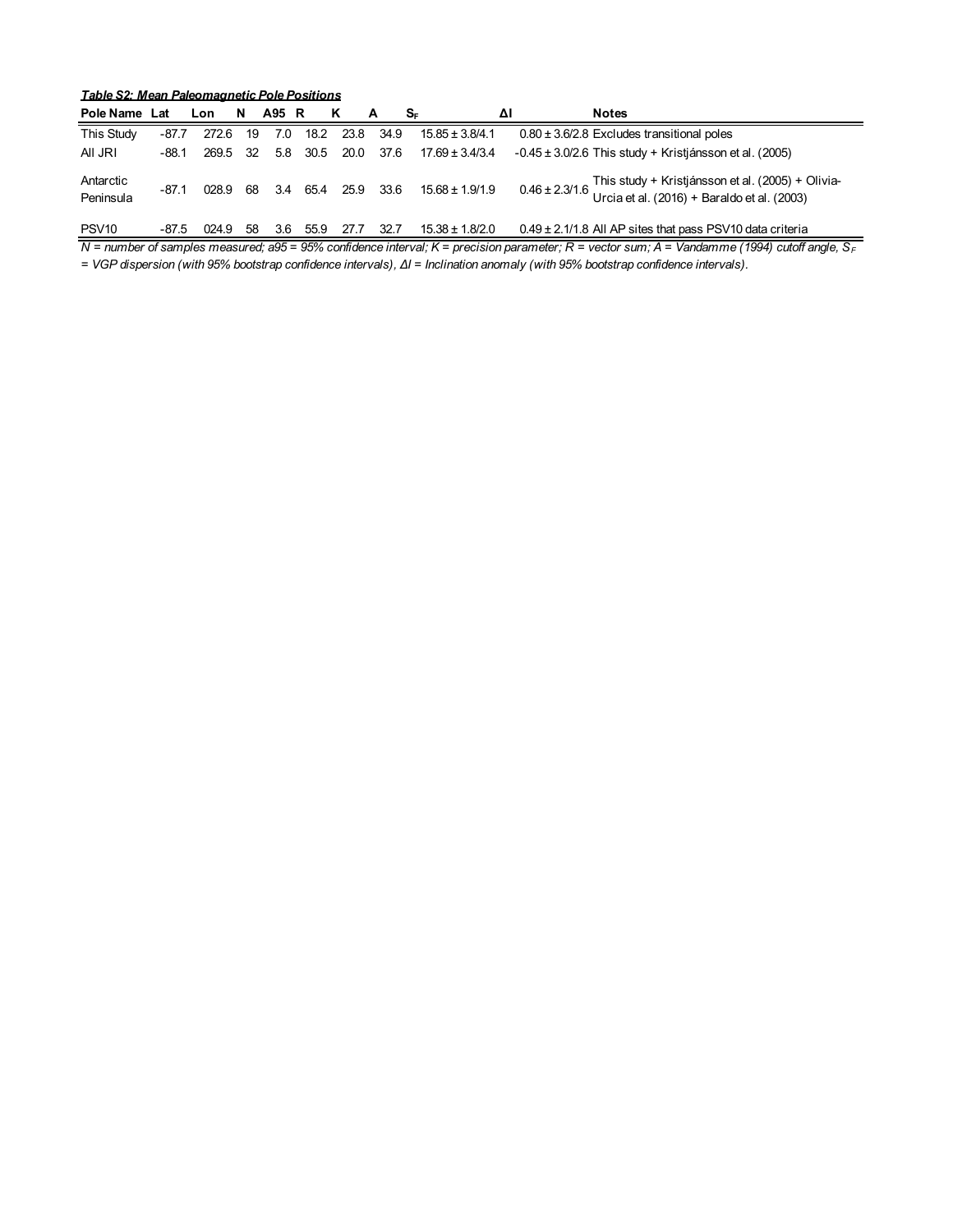***Table S2: Mean Paleomagnetic Pole Positions***

| Pole Name | Lat | Lon | N | A95 | R | K | A | $S_F$ | ΔI | Notes |
|---|---|---|---|---|---|---|---|---|---|---|
| This Study | -87.7 | 272.6 | 19 | 7.0 | 18.2 | 23.8 | 34.9 | 15.85 ± 3.8/4.1 | 0.80 ± 3.6/2.8 | Excludes transitional poles |
| All JRI | -88.1 | 269.5 | 32 | 5.8 | 30.5 | 20.0 | 37.6 | 17.69 ± 3.4/3.4 | -0.45 ± 3.0/2.6 | This study + Kristjánsson et al. (2005) |
| Antarctic Peninsula | -87.1 | 028.9 | 68 | 3.4 | 65.4 | 25.9 | 33.6 | 15.68 ± 1.9/1.9 | 0.46 ± 2.3/1.6 | This study + Kristjánsson et al. (2005) + Olivia-Urcia et al. (2016) + Baraldo et al. (2003) |
| PSV10 | -87.5 | 024.9 | 58 | 3.6 | 55.9 | 27.7 | 32.7 | 15.38 ± 1.8/2.0 | 0.49 ± 2.1/1.8 | All AP sites that pass PSV10 data criteria |

*N = number of samples measured; a95 = 95% confidence interval; K = precision parameter; R = vector sum; A = Vandamme (1994) cutoff angle, $S_F$ = VGP dispersion (with 95% bootstrap confidence intervals), ΔI = Inclination anomaly (with 95% bootstrap confidence intervals).*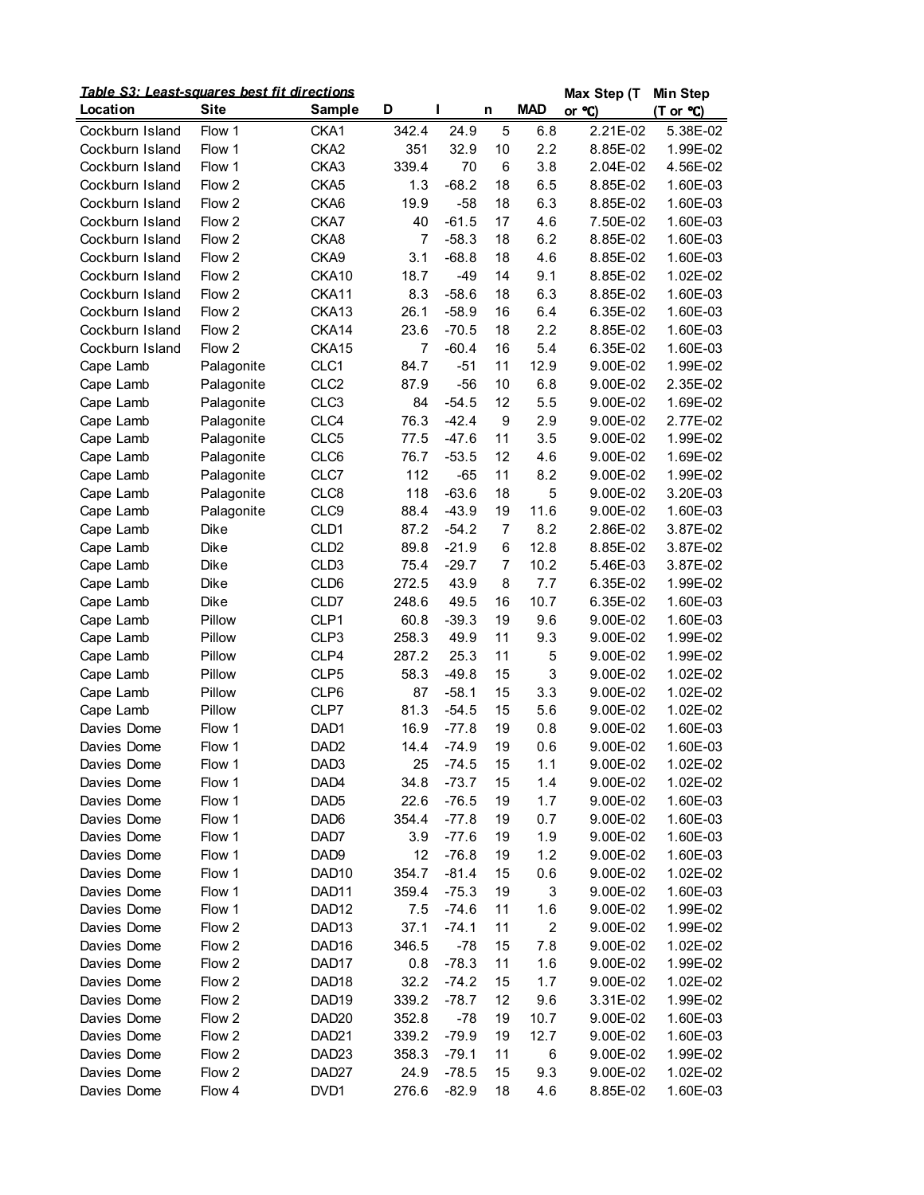***Table S3: Least-squares best fit directions***

| Location | Site | Sample | D | I | n | MAD | Max Step (T or ℃) | Min Step (T or ℃) |
|---|---|---|---|---|---|---|---|---|
| Cockburn Island | Flow 1 | CKA1 | 342.4 | 24.9 | 5 | 6.8 | 2.21E-02 | 5.38E-02 |
| Cockburn Island | Flow 1 | CKA2 | 351 | 32.9 | 10 | 2.2 | 8.85E-02 | 1.99E-02 |
| Cockburn Island | Flow 1 | CKA3 | 339.4 | 70 | 6 | 3.8 | 2.04E-02 | 4.56E-02 |
| Cockburn Island | Flow 2 | CKA5 | 1.3 | -68.2 | 18 | 6.5 | 8.85E-02 | 1.60E-03 |
| Cockburn Island | Flow 2 | CKA6 | 19.9 | -58 | 18 | 6.3 | 8.85E-02 | 1.60E-03 |
| Cockburn Island | Flow 2 | CKA7 | 40 | -61.5 | 17 | 4.6 | 7.50E-02 | 1.60E-03 |
| Cockburn Island | Flow 2 | CKA8 | 7 | -58.3 | 18 | 6.2 | 8.85E-02 | 1.60E-03 |
| Cockburn Island | Flow 2 | CKA9 | 3.1 | -68.8 | 18 | 4.6 | 8.85E-02 | 1.60E-03 |
| Cockburn Island | Flow 2 | CKA10 | 18.7 | -49 | 14 | 9.1 | 8.85E-02 | 1.02E-02 |
| Cockburn Island | Flow 2 | CKA11 | 8.3 | -58.6 | 18 | 6.3 | 8.85E-02 | 1.60E-03 |
| Cockburn Island | Flow 2 | CKA13 | 26.1 | -58.9 | 16 | 6.4 | 6.35E-02 | 1.60E-03 |
| Cockburn Island | Flow 2 | CKA14 | 23.6 | -70.5 | 18 | 2.2 | 8.85E-02 | 1.60E-03 |
| Cockburn Island | Flow 2 | CKA15 | 7 | -60.4 | 16 | 5.4 | 6.35E-02 | 1.60E-03 |
| Cape Lamb | Palagonite | CLC1 | 84.7 | -51 | 11 | 12.9 | 9.00E-02 | 1.99E-02 |
| Cape Lamb | Palagonite | CLC2 | 87.9 | -56 | 10 | 6.8 | 9.00E-02 | 2.35E-02 |
| Cape Lamb | Palagonite | CLC3 | 84 | -54.5 | 12 | 5.5 | 9.00E-02 | 1.69E-02 |
| Cape Lamb | Palagonite | CLC4 | 76.3 | -42.4 | 9 | 2.9 | 9.00E-02 | 2.77E-02 |
| Cape Lamb | Palagonite | CLC5 | 77.5 | -47.6 | 11 | 3.5 | 9.00E-02 | 1.99E-02 |
| Cape Lamb | Palagonite | CLC6 | 76.7 | -53.5 | 12 | 4.6 | 9.00E-02 | 1.69E-02 |
| Cape Lamb | Palagonite | CLC7 | 112 | -65 | 11 | 8.2 | 9.00E-02 | 1.99E-02 |
| Cape Lamb | Palagonite | CLC8 | 118 | -63.6 | 18 | 5 | 9.00E-02 | 3.20E-03 |
| Cape Lamb | Palagonite | CLC9 | 88.4 | -43.9 | 19 | 11.6 | 9.00E-02 | 1.60E-03 |
| Cape Lamb | Dike | CLD1 | 87.2 | -54.2 | 7 | 8.2 | 2.86E-02 | 3.87E-02 |
| Cape Lamb | Dike | CLD2 | 89.8 | -21.9 | 6 | 12.8 | 8.85E-02 | 3.87E-02 |
| Cape Lamb | Dike | CLD3 | 75.4 | -29.7 | 7 | 10.2 | 5.46E-03 | 3.87E-02 |
| Cape Lamb | Dike | CLD6 | 272.5 | 43.9 | 8 | 7.7 | 6.35E-02 | 1.99E-02 |
| Cape Lamb | Dike | CLD7 | 248.6 | 49.5 | 16 | 10.7 | 6.35E-02 | 1.60E-03 |
| Cape Lamb | Pillow | CLP1 | 60.8 | -39.3 | 19 | 9.6 | 9.00E-02 | 1.60E-03 |
| Cape Lamb | Pillow | CLP3 | 258.3 | 49.9 | 11 | 9.3 | 9.00E-02 | 1.99E-02 |
| Cape Lamb | Pillow | CLP4 | 287.2 | 25.3 | 11 | 5 | 9.00E-02 | 1.99E-02 |
| Cape Lamb | Pillow | CLP5 | 58.3 | -49.8 | 15 | 3 | 9.00E-02 | 1.02E-02 |
| Cape Lamb | Pillow | CLP6 | 87 | -58.1 | 15 | 3.3 | 9.00E-02 | 1.02E-02 |
| Cape Lamb | Pillow | CLP7 | 81.3 | -54.5 | 15 | 5.6 | 9.00E-02 | 1.02E-02 |
| Davies Dome | Flow 1 | DAD1 | 16.9 | -77.8 | 19 | 0.8 | 9.00E-02 | 1.60E-03 |
| Davies Dome | Flow 1 | DAD2 | 14.4 | -74.9 | 19 | 0.6 | 9.00E-02 | 1.60E-03 |
| Davies Dome | Flow 1 | DAD3 | 25 | -74.5 | 15 | 1.1 | 9.00E-02 | 1.02E-02 |
| Davies Dome | Flow 1 | DAD4 | 34.8 | -73.7 | 15 | 1.4 | 9.00E-02 | 1.02E-02 |
| Davies Dome | Flow 1 | DAD5 | 22.6 | -76.5 | 19 | 1.7 | 9.00E-02 | 1.60E-03 |
| Davies Dome | Flow 1 | DAD6 | 354.4 | -77.8 | 19 | 0.7 | 9.00E-02 | 1.60E-03 |
| Davies Dome | Flow 1 | DAD7 | 3.9 | -77.6 | 19 | 1.9 | 9.00E-02 | 1.60E-03 |
| Davies Dome | Flow 1 | DAD9 | 12 | -76.8 | 19 | 1.2 | 9.00E-02 | 1.60E-03 |
| Davies Dome | Flow 1 | DAD10 | 354.7 | -81.4 | 15 | 0.6 | 9.00E-02 | 1.02E-02 |
| Davies Dome | Flow 1 | DAD11 | 359.4 | -75.3 | 19 | 3 | 9.00E-02 | 1.60E-03 |
| Davies Dome | Flow 1 | DAD12 | 7.5 | -74.6 | 11 | 1.6 | 9.00E-02 | 1.99E-02 |
| Davies Dome | Flow 2 | DAD13 | 37.1 | -74.1 | 11 | 2 | 9.00E-02 | 1.99E-02 |
| Davies Dome | Flow 2 | DAD16 | 346.5 | -78 | 15 | 7.8 | 9.00E-02 | 1.02E-02 |
| Davies Dome | Flow 2 | DAD17 | 0.8 | -78.3 | 11 | 1.6 | 9.00E-02 | 1.99E-02 |
| Davies Dome | Flow 2 | DAD18 | 32.2 | -74.2 | 15 | 1.7 | 9.00E-02 | 1.02E-02 |
| Davies Dome | Flow 2 | DAD19 | 339.2 | -78.7 | 12 | 9.6 | 3.31E-02 | 1.99E-02 |
| Davies Dome | Flow 2 | DAD20 | 352.8 | -78 | 19 | 10.7 | 9.00E-02 | 1.60E-03 |
| Davies Dome | Flow 2 | DAD21 | 339.2 | -79.9 | 19 | 12.7 | 9.00E-02 | 1.60E-03 |
| Davies Dome | Flow 2 | DAD23 | 358.3 | -79.1 | 11 | 6 | 9.00E-02 | 1.99E-02 |
| Davies Dome | Flow 2 | DAD27 | 24.9 | -78.5 | 15 | 9.3 | 9.00E-02 | 1.02E-02 |
| Davies Dome | Flow 4 | DVD1 | 276.6 | -82.9 | 18 | 4.6 | 8.85E-02 | 1.60E-03 |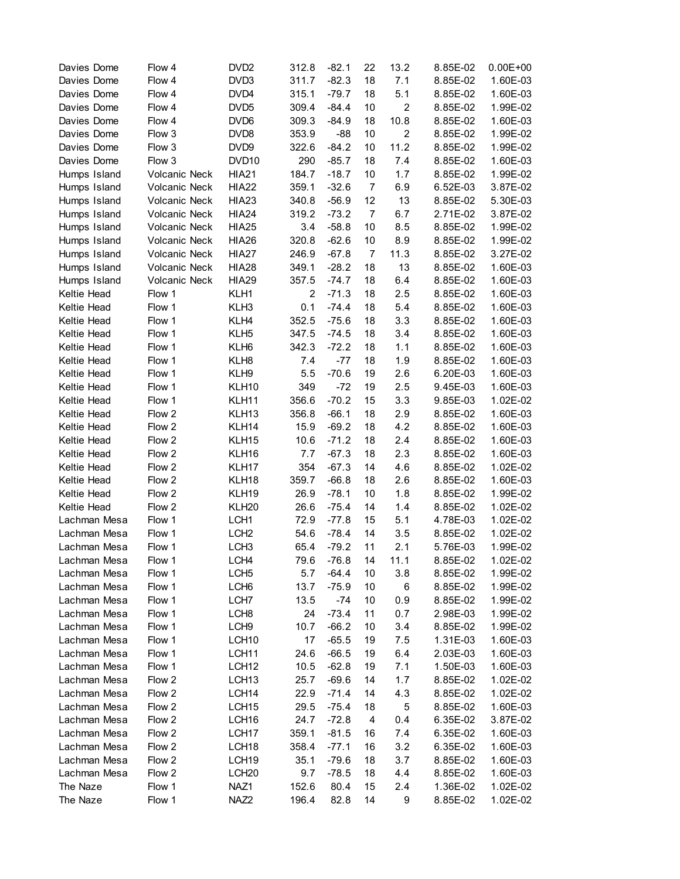| | | | | | | | | |
|---|---|---|---|---|---|---|---|---|
| Davies Dome | Flow 4 | DVD2 | 312.8 | -82.1 | 22 | 13.2 | 8.85E-02 | 0.00E+00 |
| Davies Dome | Flow 4 | DVD3 | 311.7 | -82.3 | 18 | 7.1 | 8.85E-02 | 1.60E-03 |
| Davies Dome | Flow 4 | DVD4 | 315.1 | -79.7 | 18 | 5.1 | 8.85E-02 | 1.60E-03 |
| Davies Dome | Flow 4 | DVD5 | 309.4 | -84.4 | 10 | 2 | 8.85E-02 | 1.99E-02 |
| Davies Dome | Flow 4 | DVD6 | 309.3 | -84.9 | 18 | 10.8 | 8.85E-02 | 1.60E-03 |
| Davies Dome | Flow 3 | DVD8 | 353.9 | -88 | 10 | 2 | 8.85E-02 | 1.99E-02 |
| Davies Dome | Flow 3 | DVD9 | 322.6 | -84.2 | 10 | 11.2 | 8.85E-02 | 1.99E-02 |
| Davies Dome | Flow 3 | DVD10 | 290 | -85.7 | 18 | 7.4 | 8.85E-02 | 1.60E-03 |
| Humps Island | Volcanic Neck | HIA21 | 184.7 | -18.7 | 10 | 1.7 | 8.85E-02 | 1.99E-02 |
| Humps Island | Volcanic Neck | HIA22 | 359.1 | -32.6 | 7 | 6.9 | 6.52E-03 | 3.87E-02 |
| Humps Island | Volcanic Neck | HIA23 | 340.8 | -56.9 | 12 | 13 | 8.85E-02 | 5.30E-03 |
| Humps Island | Volcanic Neck | HIA24 | 319.2 | -73.2 | 7 | 6.7 | 2.71E-02 | 3.87E-02 |
| Humps Island | Volcanic Neck | HIA25 | 3.4 | -58.8 | 10 | 8.5 | 8.85E-02 | 1.99E-02 |
| Humps Island | Volcanic Neck | HIA26 | 320.8 | -62.6 | 10 | 8.9 | 8.85E-02 | 1.99E-02 |
| Humps Island | Volcanic Neck | HIA27 | 246.9 | -67.8 | 7 | 11.3 | 8.85E-02 | 3.27E-02 |
| Humps Island | Volcanic Neck | HIA28 | 349.1 | -28.2 | 18 | 13 | 8.85E-02 | 1.60E-03 |
| Humps Island | Volcanic Neck | HIA29 | 357.5 | -74.7 | 18 | 6.4 | 8.85E-02 | 1.60E-03 |
| Keltie Head | Flow 1 | KLH1 | 2 | -71.3 | 18 | 2.5 | 8.85E-02 | 1.60E-03 |
| Keltie Head | Flow 1 | KLH3 | 0.1 | -74.4 | 18 | 5.4 | 8.85E-02 | 1.60E-03 |
| Keltie Head | Flow 1 | KLH4 | 352.5 | -75.6 | 18 | 3.3 | 8.85E-02 | 1.60E-03 |
| Keltie Head | Flow 1 | KLH5 | 347.5 | -74.5 | 18 | 3.4 | 8.85E-02 | 1.60E-03 |
| Keltie Head | Flow 1 | KLH6 | 342.3 | -72.2 | 18 | 1.1 | 8.85E-02 | 1.60E-03 |
| Keltie Head | Flow 1 | KLH8 | 7.4 | -77 | 18 | 1.9 | 8.85E-02 | 1.60E-03 |
| Keltie Head | Flow 1 | KLH9 | 5.5 | -70.6 | 19 | 2.6 | 6.20E-03 | 1.60E-03 |
| Keltie Head | Flow 1 | KLH10 | 349 | -72 | 19 | 2.5 | 9.45E-03 | 1.60E-03 |
| Keltie Head | Flow 1 | KLH11 | 356.6 | -70.2 | 15 | 3.3 | 9.85E-03 | 1.02E-02 |
| Keltie Head | Flow 2 | KLH13 | 356.8 | -66.1 | 18 | 2.9 | 8.85E-02 | 1.60E-03 |
| Keltie Head | Flow 2 | KLH14 | 15.9 | -69.2 | 18 | 4.2 | 8.85E-02 | 1.60E-03 |
| Keltie Head | Flow 2 | KLH15 | 10.6 | -71.2 | 18 | 2.4 | 8.85E-02 | 1.60E-03 |
| Keltie Head | Flow 2 | KLH16 | 7.7 | -67.3 | 18 | 2.3 | 8.85E-02 | 1.60E-03 |
| Keltie Head | Flow 2 | KLH17 | 354 | -67.3 | 14 | 4.6 | 8.85E-02 | 1.02E-02 |
| Keltie Head | Flow 2 | KLH18 | 359.7 | -66.8 | 18 | 2.6 | 8.85E-02 | 1.60E-03 |
| Keltie Head | Flow 2 | KLH19 | 26.9 | -78.1 | 10 | 1.8 | 8.85E-02 | 1.99E-02 |
| Keltie Head | Flow 2 | KLH20 | 26.6 | -75.4 | 14 | 1.4 | 8.85E-02 | 1.02E-02 |
| Lachman Mesa | Flow 1 | LCH1 | 72.9 | -77.8 | 15 | 5.1 | 4.78E-03 | 1.02E-02 |
| Lachman Mesa | Flow 1 | LCH2 | 54.6 | -78.4 | 14 | 3.5 | 8.85E-02 | 1.02E-02 |
| Lachman Mesa | Flow 1 | LCH3 | 65.4 | -79.2 | 11 | 2.1 | 5.76E-03 | 1.99E-02 |
| Lachman Mesa | Flow 1 | LCH4 | 79.6 | -76.8 | 14 | 11.1 | 8.85E-02 | 1.02E-02 |
| Lachman Mesa | Flow 1 | LCH5 | 5.7 | -64.4 | 10 | 3.8 | 8.85E-02 | 1.99E-02 |
| Lachman Mesa | Flow 1 | LCH6 | 13.7 | -75.9 | 10 | 6 | 8.85E-02 | 1.99E-02 |
| Lachman Mesa | Flow 1 | LCH7 | 13.5 | -74 | 10 | 0.9 | 8.85E-02 | 1.99E-02 |
| Lachman Mesa | Flow 1 | LCH8 | 24 | -73.4 | 11 | 0.7 | 2.98E-03 | 1.99E-02 |
| Lachman Mesa | Flow 1 | LCH9 | 10.7 | -66.2 | 10 | 3.4 | 8.85E-02 | 1.99E-02 |
| Lachman Mesa | Flow 1 | LCH10 | 17 | -65.5 | 19 | 7.5 | 1.31E-03 | 1.60E-03 |
| Lachman Mesa | Flow 1 | LCH11 | 24.6 | -66.5 | 19 | 6.4 | 2.03E-03 | 1.60E-03 |
| Lachman Mesa | Flow 1 | LCH12 | 10.5 | -62.8 | 19 | 7.1 | 1.50E-03 | 1.60E-03 |
| Lachman Mesa | Flow 2 | LCH13 | 25.7 | -69.6 | 14 | 1.7 | 8.85E-02 | 1.02E-02 |
| Lachman Mesa | Flow 2 | LCH14 | 22.9 | -71.4 | 14 | 4.3 | 8.85E-02 | 1.02E-02 |
| Lachman Mesa | Flow 2 | LCH15 | 29.5 | -75.4 | 18 | 5 | 8.85E-02 | 1.60E-03 |
| Lachman Mesa | Flow 2 | LCH16 | 24.7 | -72.8 | 4 | 0.4 | 6.35E-02 | 3.87E-02 |
| Lachman Mesa | Flow 2 | LCH17 | 359.1 | -81.5 | 16 | 7.4 | 6.35E-02 | 1.60E-03 |
| Lachman Mesa | Flow 2 | LCH18 | 358.4 | -77.1 | 16 | 3.2 | 6.35E-02 | 1.60E-03 |
| Lachman Mesa | Flow 2 | LCH19 | 35.1 | -79.6 | 18 | 3.7 | 8.85E-02 | 1.60E-03 |
| Lachman Mesa | Flow 2 | LCH20 | 9.7 | -78.5 | 18 | 4.4 | 8.85E-02 | 1.60E-03 |
| The Naze | Flow 1 | NAZ1 | 152.6 | 80.4 | 15 | 2.4 | 1.36E-02 | 1.02E-02 |
| The Naze | Flow 1 | NAZ2 | 196.4 | 82.8 | 14 | 9 | 8.85E-02 | 1.02E-02 |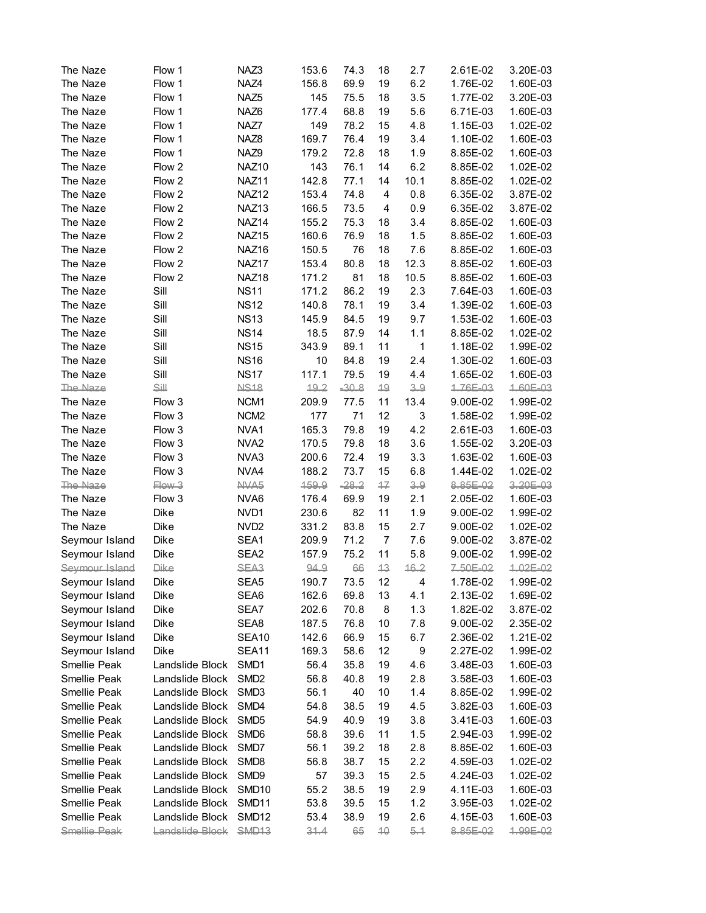| | | | | | | | | | |
|---|---|---|---|---|---|---|---|---|---|
| The Naze | Flow 1 | NAZ3 | 153.6 | 74.3 | 18 | 2.7 | 2.61E-02 | 3.20E-03 |
| The Naze | Flow 1 | NAZ4 | 156.8 | 69.9 | 19 | 6.2 | 1.76E-02 | 1.60E-03 |
| The Naze | Flow 1 | NAZ5 | 145 | 75.5 | 18 | 3.5 | 1.77E-02 | 3.20E-03 |
| The Naze | Flow 1 | NAZ6 | 177.4 | 68.8 | 19 | 5.6 | 6.71E-03 | 1.60E-03 |
| The Naze | Flow 1 | NAZ7 | 149 | 78.2 | 15 | 4.8 | 1.15E-03 | 1.02E-02 |
| The Naze | Flow 1 | NAZ8 | 169.7 | 76.4 | 19 | 3.4 | 1.10E-02 | 1.60E-03 |
| The Naze | Flow 1 | NAZ9 | 179.2 | 72.8 | 18 | 1.9 | 8.85E-02 | 1.60E-03 |
| The Naze | Flow 2 | NAZ10 | 143 | 76.1 | 14 | 6.2 | 8.85E-02 | 1.02E-02 |
| The Naze | Flow 2 | NAZ11 | 142.8 | 77.1 | 14 | 10.1 | 8.85E-02 | 1.02E-02 |
| The Naze | Flow 2 | NAZ12 | 153.4 | 74.8 | 4 | 0.8 | 6.35E-02 | 3.87E-02 |
| The Naze | Flow 2 | NAZ13 | 166.5 | 73.5 | 4 | 0.9 | 6.35E-02 | 3.87E-02 |
| The Naze | Flow 2 | NAZ14 | 155.2 | 75.3 | 18 | 3.4 | 8.85E-02 | 1.60E-03 |
| The Naze | Flow 2 | NAZ15 | 160.6 | 76.9 | 18 | 1.5 | 8.85E-02 | 1.60E-03 |
| The Naze | Flow 2 | NAZ16 | 150.5 | 76 | 18 | 7.6 | 8.85E-02 | 1.60E-03 |
| The Naze | Flow 2 | NAZ17 | 153.4 | 80.8 | 18 | 12.3 | 8.85E-02 | 1.60E-03 |
| The Naze | Flow 2 | NAZ18 | 171.2 | 81 | 18 | 10.5 | 8.85E-02 | 1.60E-03 |
| The Naze | Sill | NS11 | 171.2 | 86.2 | 19 | 2.3 | 7.64E-03 | 1.60E-03 |
| The Naze | Sill | NS12 | 140.8 | 78.1 | 19 | 3.4 | 1.39E-02 | 1.60E-03 |
| The Naze | Sill | NS13 | 145.9 | 84.5 | 19 | 9.7 | 1.53E-02 | 1.60E-03 |
| The Naze | Sill | NS14 | 18.5 | 87.9 | 14 | 1.1 | 8.85E-02 | 1.02E-02 |
| The Naze | Sill | NS15 | 343.9 | 89.1 | 11 | 1 | 1.18E-02 | 1.99E-02 |
| The Naze | Sill | NS16 | 10 | 84.8 | 19 | 2.4 | 1.30E-02 | 1.60E-03 |
| The Naze | Sill | NS17 | 117.1 | 79.5 | 19 | 4.4 | 1.65E-02 | 1.60E-03 |
| ~~The Naze~~ | ~~Sill~~ | ~~NS18~~ | ~~19.2~~ | ~~-30.8~~ | ~~19~~ | ~~3.9~~ | ~~1.76E-03~~ | ~~1.60E-03~~ |
| The Naze | Flow 3 | NCM1 | 209.9 | 77.5 | 11 | 13.4 | 9.00E-02 | 1.99E-02 |
| The Naze | Flow 3 | NCM2 | 177 | 71 | 12 | 3 | 1.58E-02 | 1.99E-02 |
| The Naze | Flow 3 | NVA1 | 165.3 | 79.8 | 19 | 4.2 | 2.61E-03 | 1.60E-03 |
| The Naze | Flow 3 | NVA2 | 170.5 | 79.8 | 18 | 3.6 | 1.55E-02 | 3.20E-03 |
| The Naze | Flow 3 | NVA3 | 200.6 | 72.4 | 19 | 3.3 | 1.63E-02 | 1.60E-03 |
| The Naze | Flow 3 | NVA4 | 188.2 | 73.7 | 15 | 6.8 | 1.44E-02 | 1.02E-02 |
| ~~The Naze~~ | ~~Flow 3~~ | ~~NVA5~~ | ~~159.9~~ | ~~-28.2~~ | ~~17~~ | ~~3.9~~ | ~~8.85E-02~~ | ~~3.20E-03~~ |
| The Naze | Flow 3 | NVA6 | 176.4 | 69.9 | 19 | 2.1 | 2.05E-02 | 1.60E-03 |
| The Naze | Dike | NVD1 | 230.6 | 82 | 11 | 1.9 | 9.00E-02 | 1.99E-02 |
| The Naze | Dike | NVD2 | 331.2 | 83.8 | 15 | 2.7 | 9.00E-02 | 1.02E-02 |
| Seymour Island | Dike | SEA1 | 209.9 | 71.2 | 7 | 7.6 | 9.00E-02 | 3.87E-02 |
| Seymour Island | Dike | SEA2 | 157.9 | 75.2 | 11 | 5.8 | 9.00E-02 | 1.99E-02 |
| ~~Seymour Island~~ | ~~Dike~~ | ~~SEA3~~ | ~~94.9~~ | ~~66~~ | ~~13~~ | ~~16.2~~ | ~~7.50E-02~~ | ~~1.02E-02~~ |
| Seymour Island | Dike | SEA5 | 190.7 | 73.5 | 12 | 4 | 1.78E-02 | 1.99E-02 |
| Seymour Island | Dike | SEA6 | 162.6 | 69.8 | 13 | 4.1 | 2.13E-02 | 1.69E-02 |
| Seymour Island | Dike | SEA7 | 202.6 | 70.8 | 8 | 1.3 | 1.82E-02 | 3.87E-02 |
| Seymour Island | Dike | SEA8 | 187.5 | 76.8 | 10 | 7.8 | 9.00E-02 | 2.35E-02 |
| Seymour Island | Dike | SEA10 | 142.6 | 66.9 | 15 | 6.7 | 2.36E-02 | 1.21E-02 |
| Seymour Island | Dike | SEA11 | 169.3 | 58.6 | 12 | 9 | 2.27E-02 | 1.99E-02 |
| Smellie Peak | Landslide Block | SMD1 | 56.4 | 35.8 | 19 | 4.6 | 3.48E-03 | 1.60E-03 |
| Smellie Peak | Landslide Block | SMD2 | 56.8 | 40.8 | 19 | 2.8 | 3.58E-03 | 1.60E-03 |
| Smellie Peak | Landslide Block | SMD3 | 56.1 | 40 | 10 | 1.4 | 8.85E-02 | 1.99E-02 |
| Smellie Peak | Landslide Block | SMD4 | 54.8 | 38.5 | 19 | 4.5 | 3.82E-03 | 1.60E-03 |
| Smellie Peak | Landslide Block | SMD5 | 54.9 | 40.9 | 19 | 3.8 | 3.41E-03 | 1.60E-03 |
| Smellie Peak | Landslide Block | SMD6 | 58.8 | 39.6 | 11 | 1.5 | 2.94E-03 | 1.99E-02 |
| Smellie Peak | Landslide Block | SMD7 | 56.1 | 39.2 | 18 | 2.8 | 8.85E-02 | 1.60E-03 |
| Smellie Peak | Landslide Block | SMD8 | 56.8 | 38.7 | 15 | 2.2 | 4.59E-03 | 1.02E-02 |
| Smellie Peak | Landslide Block | SMD9 | 57 | 39.3 | 15 | 2.5 | 4.24E-03 | 1.02E-02 |
| Smellie Peak | Landslide Block | SMD10 | 55.2 | 38.5 | 19 | 2.9 | 4.11E-03 | 1.60E-03 |
| Smellie Peak | Landslide Block | SMD11 | 53.8 | 39.5 | 15 | 1.2 | 3.95E-03 | 1.02E-02 |
| Smellie Peak | Landslide Block | SMD12 | 53.4 | 38.9 | 19 | 2.6 | 4.15E-03 | 1.60E-03 |
| ~~Smellie Peak~~ | ~~Landslide Block~~ | ~~SMD13~~ | ~~31.4~~ | ~~65~~ | ~~10~~ | ~~5.1~~ | ~~8.85E-02~~ | ~~1.99E-02~~ |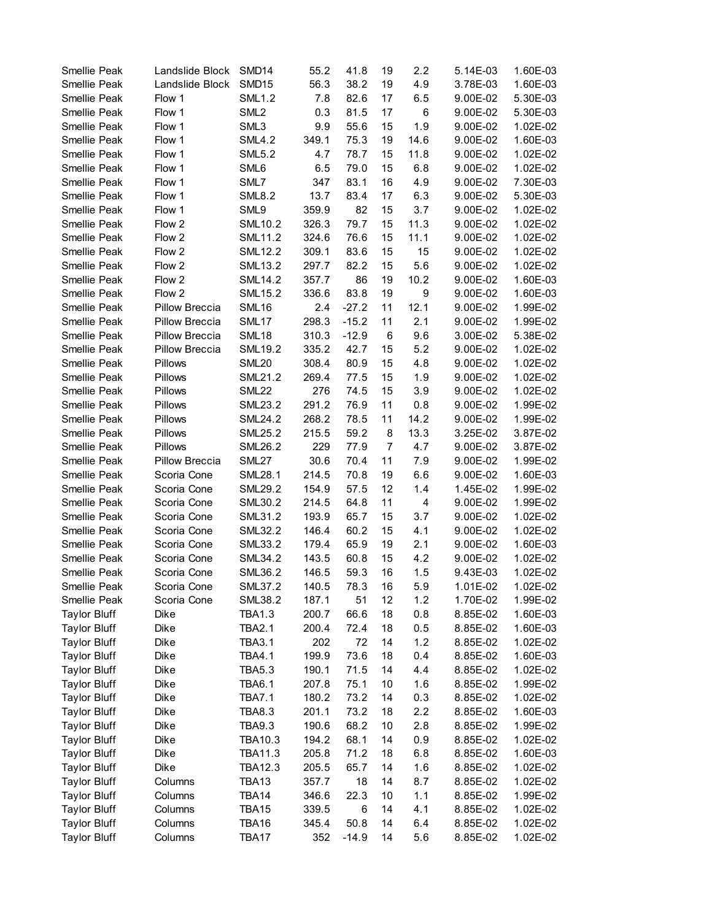| | | | | | | | | |
|---|---|---|---|---|---|---|---|---|
| Smellie Peak | Landslide Block | SMD14 | 55.2 | 41.8 | 19 | 2.2 | 5.14E-03 | 1.60E-03 |
| Smellie Peak | Landslide Block | SMD15 | 56.3 | 38.2 | 19 | 4.9 | 3.78E-03 | 1.60E-03 |
| Smellie Peak | Flow 1 | SML1.2 | 7.8 | 82.6 | 17 | 6.5 | 9.00E-02 | 5.30E-03 |
| Smellie Peak | Flow 1 | SML2 | 0.3 | 81.5 | 17 | 6 | 9.00E-02 | 5.30E-03 |
| Smellie Peak | Flow 1 | SML3 | 9.9 | 55.6 | 15 | 1.9 | 9.00E-02 | 1.02E-02 |
| Smellie Peak | Flow 1 | SML4.2 | 349.1 | 75.3 | 19 | 14.6 | 9.00E-02 | 1.60E-03 |
| Smellie Peak | Flow 1 | SML5.2 | 4.7 | 78.7 | 15 | 11.8 | 9.00E-02 | 1.02E-02 |
| Smellie Peak | Flow 1 | SML6 | 6.5 | 79.0 | 15 | 6.8 | 9.00E-02 | 1.02E-02 |
| Smellie Peak | Flow 1 | SML7 | 347 | 83.1 | 16 | 4.9 | 9.00E-02 | 7.30E-03 |
| Smellie Peak | Flow 1 | SML8.2 | 13.7 | 83.4 | 17 | 6.3 | 9.00E-02 | 5.30E-03 |
| Smellie Peak | Flow 1 | SML9 | 359.9 | 82 | 15 | 3.7 | 9.00E-02 | 1.02E-02 |
| Smellie Peak | Flow 2 | SML10.2 | 326.3 | 79.7 | 15 | 11.3 | 9.00E-02 | 1.02E-02 |
| Smellie Peak | Flow 2 | SML11.2 | 324.6 | 76.6 | 15 | 11.1 | 9.00E-02 | 1.02E-02 |
| Smellie Peak | Flow 2 | SML12.2 | 309.1 | 83.6 | 15 | 15 | 9.00E-02 | 1.02E-02 |
| Smellie Peak | Flow 2 | SML13.2 | 297.7 | 82.2 | 15 | 5.6 | 9.00E-02 | 1.02E-02 |
| Smellie Peak | Flow 2 | SML14.2 | 357.7 | 86 | 19 | 10.2 | 9.00E-02 | 1.60E-03 |
| Smellie Peak | Flow 2 | SML15.2 | 336.6 | 83.8 | 19 | 9 | 9.00E-02 | 1.60E-03 |
| Smellie Peak | Pillow Breccia | SML16 | 2.4 | -27.2 | 11 | 12.1 | 9.00E-02 | 1.99E-02 |
| Smellie Peak | Pillow Breccia | SML17 | 298.3 | -15.2 | 11 | 2.1 | 9.00E-02 | 1.99E-02 |
| Smellie Peak | Pillow Breccia | SML18 | 310.3 | -12.9 | 6 | 9.6 | 3.00E-02 | 5.38E-02 |
| Smellie Peak | Pillow Breccia | SML19.2 | 335.2 | 42.7 | 15 | 5.2 | 9.00E-02 | 1.02E-02 |
| Smellie Peak | Pillows | SML20 | 308.4 | 80.9 | 15 | 4.8 | 9.00E-02 | 1.02E-02 |
| Smellie Peak | Pillows | SML21.2 | 269.4 | 77.5 | 15 | 1.9 | 9.00E-02 | 1.02E-02 |
| Smellie Peak | Pillows | SML22 | 276 | 74.5 | 15 | 3.9 | 9.00E-02 | 1.02E-02 |
| Smellie Peak | Pillows | SML23.2 | 291.2 | 76.9 | 11 | 0.8 | 9.00E-02 | 1.99E-02 |
| Smellie Peak | Pillows | SML24.2 | 268.2 | 78.5 | 11 | 14.2 | 9.00E-02 | 1.99E-02 |
| Smellie Peak | Pillows | SML25.2 | 215.5 | 59.2 | 8 | 13.3 | 3.25E-02 | 3.87E-02 |
| Smellie Peak | Pillows | SML26.2 | 229 | 77.9 | 7 | 4.7 | 9.00E-02 | 3.87E-02 |
| Smellie Peak | Pillow Breccia | SML27 | 30.6 | 70.4 | 11 | 7.9 | 9.00E-02 | 1.99E-02 |
| Smellie Peak | Scoria Cone | SML28.1 | 214.5 | 70.8 | 19 | 6.6 | 9.00E-02 | 1.60E-03 |
| Smellie Peak | Scoria Cone | SML29.2 | 154.9 | 57.5 | 12 | 1.4 | 1.45E-02 | 1.99E-02 |
| Smellie Peak | Scoria Cone | SML30.2 | 214.5 | 64.8 | 11 | 4 | 9.00E-02 | 1.99E-02 |
| Smellie Peak | Scoria Cone | SML31.2 | 193.9 | 65.7 | 15 | 3.7 | 9.00E-02 | 1.02E-02 |
| Smellie Peak | Scoria Cone | SML32.2 | 146.4 | 60.2 | 15 | 4.1 | 9.00E-02 | 1.02E-02 |
| Smellie Peak | Scoria Cone | SML33.2 | 179.4 | 65.9 | 19 | 2.1 | 9.00E-02 | 1.60E-03 |
| Smellie Peak | Scoria Cone | SML34.2 | 143.5 | 60.8 | 15 | 4.2 | 9.00E-02 | 1.02E-02 |
| Smellie Peak | Scoria Cone | SML36.2 | 146.5 | 59.3 | 16 | 1.5 | 9.43E-03 | 1.02E-02 |
| Smellie Peak | Scoria Cone | SML37.2 | 140.5 | 78.3 | 16 | 5.9 | 1.01E-02 | 1.02E-02 |
| Smellie Peak | Scoria Cone | SML38.2 | 187.1 | 51 | 12 | 1.2 | 1.70E-02 | 1.99E-02 |
| Taylor Bluff | Dike | TBA1.3 | 200.7 | 66.6 | 18 | 0.8 | 8.85E-02 | 1.60E-03 |
| Taylor Bluff | Dike | TBA2.1 | 200.4 | 72.4 | 18 | 0.5 | 8.85E-02 | 1.60E-03 |
| Taylor Bluff | Dike | TBA3.1 | 202 | 72 | 14 | 1.2 | 8.85E-02 | 1.02E-02 |
| Taylor Bluff | Dike | TBA4.1 | 199.9 | 73.6 | 18 | 0.4 | 8.85E-02 | 1.60E-03 |
| Taylor Bluff | Dike | TBA5.3 | 190.1 | 71.5 | 14 | 4.4 | 8.85E-02 | 1.02E-02 |
| Taylor Bluff | Dike | TBA6.1 | 207.8 | 75.1 | 10 | 1.6 | 8.85E-02 | 1.99E-02 |
| Taylor Bluff | Dike | TBA7.1 | 180.2 | 73.2 | 14 | 0.3 | 8.85E-02 | 1.02E-02 |
| Taylor Bluff | Dike | TBA8.3 | 201.1 | 73.2 | 18 | 2.2 | 8.85E-02 | 1.60E-03 |
| Taylor Bluff | Dike | TBA9.3 | 190.6 | 68.2 | 10 | 2.8 | 8.85E-02 | 1.99E-02 |
| Taylor Bluff | Dike | TBA10.3 | 194.2 | 68.1 | 14 | 0.9 | 8.85E-02 | 1.02E-02 |
| Taylor Bluff | Dike | TBA11.3 | 205.8 | 71.2 | 18 | 6.8 | 8.85E-02 | 1.60E-03 |
| Taylor Bluff | Dike | TBA12.3 | 205.5 | 65.7 | 14 | 1.6 | 8.85E-02 | 1.02E-02 |
| Taylor Bluff | Columns | TBA13 | 357.7 | 18 | 14 | 8.7 | 8.85E-02 | 1.02E-02 |
| Taylor Bluff | Columns | TBA14 | 346.6 | 22.3 | 10 | 1.1 | 8.85E-02 | 1.99E-02 |
| Taylor Bluff | Columns | TBA15 | 339.5 | 6 | 14 | 4.1 | 8.85E-02 | 1.02E-02 |
| Taylor Bluff | Columns | TBA16 | 345.4 | 50.8 | 14 | 6.4 | 8.85E-02 | 1.02E-02 |
| Taylor Bluff | Columns | TBA17 | 352 | -14.9 | 14 | 5.6 | 8.85E-02 | 1.02E-02 |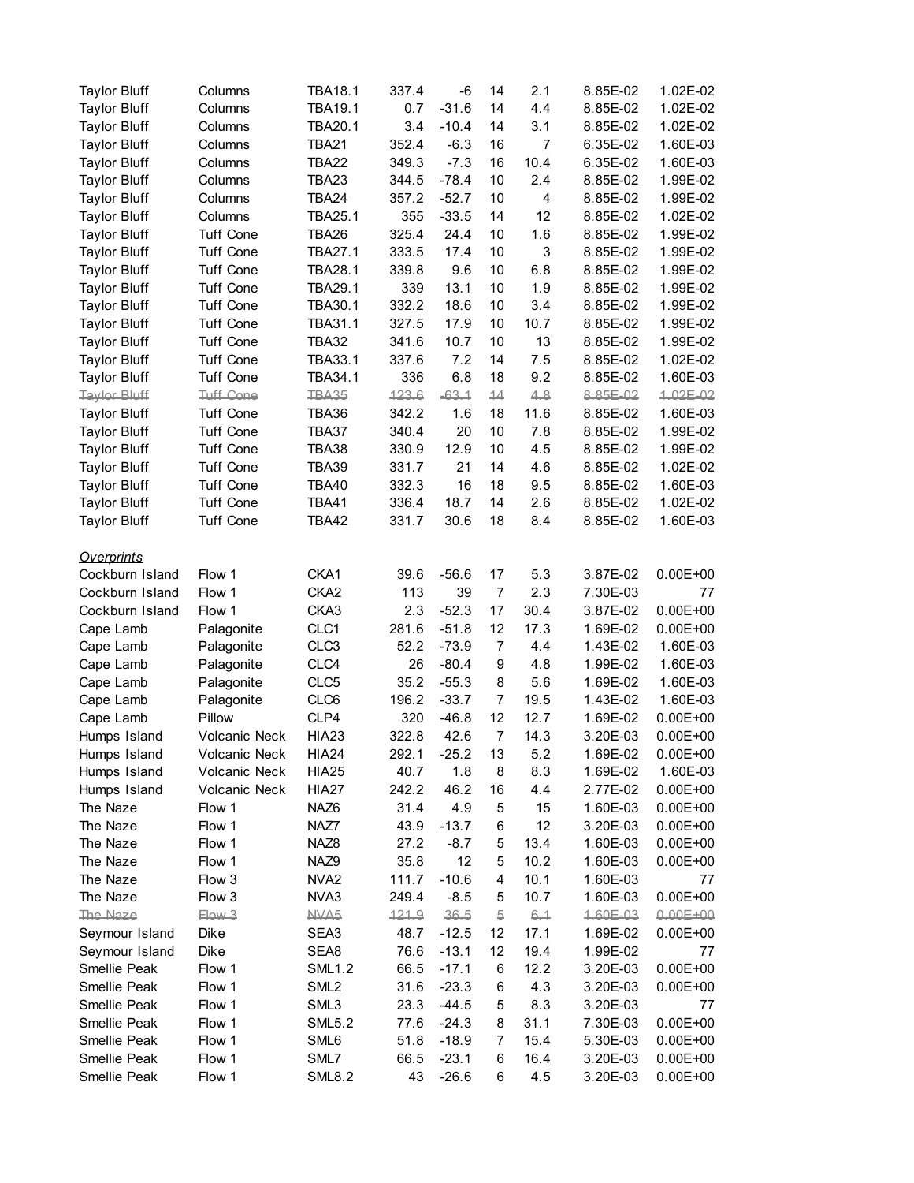| | | | | | | | | |
|---|---|---|---|---|---|---|---|---|
| Taylor Bluff | Columns | TBA18.1 | 337.4 | -6 | 14 | 2.1 | 8.85E-02 | 1.02E-02 |
| Taylor Bluff | Columns | TBA19.1 | 0.7 | -31.6 | 14 | 4.4 | 8.85E-02 | 1.02E-02 |
| Taylor Bluff | Columns | TBA20.1 | 3.4 | -10.4 | 14 | 3.1 | 8.85E-02 | 1.02E-02 |
| Taylor Bluff | Columns | TBA21 | 352.4 | -6.3 | 16 | 7 | 6.35E-02 | 1.60E-03 |
| Taylor Bluff | Columns | TBA22 | 349.3 | -7.3 | 16 | 10.4 | 6.35E-02 | 1.60E-03 |
| Taylor Bluff | Columns | TBA23 | 344.5 | -78.4 | 10 | 2.4 | 8.85E-02 | 1.99E-02 |
| Taylor Bluff | Columns | TBA24 | 357.2 | -52.7 | 10 | 4 | 8.85E-02 | 1.99E-02 |
| Taylor Bluff | Columns | TBA25.1 | 355 | -33.5 | 14 | 12 | 8.85E-02 | 1.02E-02 |
| Taylor Bluff | Tuff Cone | TBA26 | 325.4 | 24.4 | 10 | 1.6 | 8.85E-02 | 1.99E-02 |
| Taylor Bluff | Tuff Cone | TBA27.1 | 333.5 | 17.4 | 10 | 3 | 8.85E-02 | 1.99E-02 |
| Taylor Bluff | Tuff Cone | TBA28.1 | 339.8 | 9.6 | 10 | 6.8 | 8.85E-02 | 1.99E-02 |
| Taylor Bluff | Tuff Cone | TBA29.1 | 339 | 13.1 | 10 | 1.9 | 8.85E-02 | 1.99E-02 |
| Taylor Bluff | Tuff Cone | TBA30.1 | 332.2 | 18.6 | 10 | 3.4 | 8.85E-02 | 1.99E-02 |
| Taylor Bluff | Tuff Cone | TBA31.1 | 327.5 | 17.9 | 10 | 10.7 | 8.85E-02 | 1.99E-02 |
| Taylor Bluff | Tuff Cone | TBA32 | 341.6 | 10.7 | 10 | 13 | 8.85E-02 | 1.99E-02 |
| Taylor Bluff | Tuff Cone | TBA33.1 | 337.6 | 7.2 | 14 | 7.5 | 8.85E-02 | 1.02E-02 |
| Taylor Bluff | Tuff Cone | TBA34.1 | 336 | 6.8 | 18 | 9.2 | 8.85E-02 | 1.60E-03 |
| ~~Taylor Bluff~~ | ~~Tuff Cone~~ | ~~TBA35~~ | ~~123.6~~ | ~~-63.1~~ | ~~14~~ | ~~4.8~~ | ~~8.85E-02~~ | ~~1.02E-02~~ |
| Taylor Bluff | Tuff Cone | TBA36 | 342.2 | 1.6 | 18 | 11.6 | 8.85E-02 | 1.60E-03 |
| Taylor Bluff | Tuff Cone | TBA37 | 340.4 | 20 | 10 | 7.8 | 8.85E-02 | 1.99E-02 |
| Taylor Bluff | Tuff Cone | TBA38 | 330.9 | 12.9 | 10 | 4.5 | 8.85E-02 | 1.99E-02 |
| Taylor Bluff | Tuff Cone | TBA39 | 331.7 | 21 | 14 | 4.6 | 8.85E-02 | 1.02E-02 |
| Taylor Bluff | Tuff Cone | TBA40 | 332.3 | 16 | 18 | 9.5 | 8.85E-02 | 1.60E-03 |
| Taylor Bluff | Tuff Cone | TBA41 | 336.4 | 18.7 | 14 | 2.6 | 8.85E-02 | 1.02E-02 |
| Taylor Bluff | Tuff Cone | TBA42 | 331.7 | 30.6 | 18 | 8.4 | 8.85E-02 | 1.60E-03 |
| | | | | | | | | |
| ***Overprints*** | | | | | | | | |
| Cockburn Island | Flow 1 | CKA1 | 39.6 | -56.6 | 17 | 5.3 | 3.87E-02 | 0.00E+00 |
| Cockburn Island | Flow 1 | CKA2 | 113 | 39 | 7 | 2.3 | 7.30E-03 | 77 |
| Cockburn Island | Flow 1 | CKA3 | 2.3 | -52.3 | 17 | 30.4 | 3.87E-02 | 0.00E+00 |
| Cape Lamb | Palagonite | CLC1 | 281.6 | -51.8 | 12 | 17.3 | 1.69E-02 | 0.00E+00 |
| Cape Lamb | Palagonite | CLC3 | 52.2 | -73.9 | 7 | 4.4 | 1.43E-02 | 1.60E-03 |
| Cape Lamb | Palagonite | CLC4 | 26 | -80.4 | 9 | 4.8 | 1.99E-02 | 1.60E-03 |
| Cape Lamb | Palagonite | CLC5 | 35.2 | -55.3 | 8 | 5.6 | 1.69E-02 | 1.60E-03 |
| Cape Lamb | Palagonite | CLC6 | 196.2 | -33.7 | 7 | 19.5 | 1.43E-02 | 1.60E-03 |
| Cape Lamb | Pillow | CLP4 | 320 | -46.8 | 12 | 12.7 | 1.69E-02 | 0.00E+00 |
| Humps Island | Volcanic Neck | HIA23 | 322.8 | 42.6 | 7 | 14.3 | 3.20E-03 | 0.00E+00 |
| Humps Island | Volcanic Neck | HIA24 | 292.1 | -25.2 | 13 | 5.2 | 1.69E-02 | 0.00E+00 |
| Humps Island | Volcanic Neck | HIA25 | 40.7 | 1.8 | 8 | 8.3 | 1.69E-02 | 1.60E-03 |
| Humps Island | Volcanic Neck | HIA27 | 242.2 | 46.2 | 16 | 4.4 | 2.77E-02 | 0.00E+00 |
| The Naze | Flow 1 | NAZ6 | 31.4 | 4.9 | 5 | 15 | 1.60E-03 | 0.00E+00 |
| The Naze | Flow 1 | NAZ7 | 43.9 | -13.7 | 6 | 12 | 3.20E-03 | 0.00E+00 |
| The Naze | Flow 1 | NAZ8 | 27.2 | -8.7 | 5 | 13.4 | 1.60E-03 | 0.00E+00 |
| The Naze | Flow 1 | NAZ9 | 35.8 | 12 | 5 | 10.2 | 1.60E-03 | 0.00E+00 |
| The Naze | Flow 3 | NVA2 | 111.7 | -10.6 | 4 | 10.1 | 1.60E-03 | 77 |
| The Naze | Flow 3 | NVA3 | 249.4 | -8.5 | 5 | 10.7 | 1.60E-03 | 0.00E+00 |
| ~~The Naze~~ | ~~Flow 3~~ | ~~NVA5~~ | ~~121.9~~ | ~~36.5~~ | ~~5~~ | ~~6.1~~ | ~~1.60E-03~~ | ~~0.00E+00~~ |
| Seymour Island | Dike | SEA3 | 48.7 | -12.5 | 12 | 17.1 | 1.69E-02 | 0.00E+00 |
| Seymour Island | Dike | SEA8 | 76.6 | -13.1 | 12 | 19.4 | 1.99E-02 | 77 |
| Smellie Peak | Flow 1 | SML1.2 | 66.5 | -17.1 | 6 | 12.2 | 3.20E-03 | 0.00E+00 |
| Smellie Peak | Flow 1 | SML2 | 31.6 | -23.3 | 6 | 4.3 | 3.20E-03 | 0.00E+00 |
| Smellie Peak | Flow 1 | SML3 | 23.3 | -44.5 | 5 | 8.3 | 3.20E-03 | 77 |
| Smellie Peak | Flow 1 | SML5.2 | 77.6 | -24.3 | 8 | 31.1 | 7.30E-03 | 0.00E+00 |
| Smellie Peak | Flow 1 | SML6 | 51.8 | -18.9 | 7 | 15.4 | 5.30E-03 | 0.00E+00 |
| Smellie Peak | Flow 1 | SML7 | 66.5 | -23.1 | 6 | 16.4 | 3.20E-03 | 0.00E+00 |
| Smellie Peak | Flow 1 | SML8.2 | 43 | -26.6 | 6 | 4.5 | 3.20E-03 | 0.00E+00 |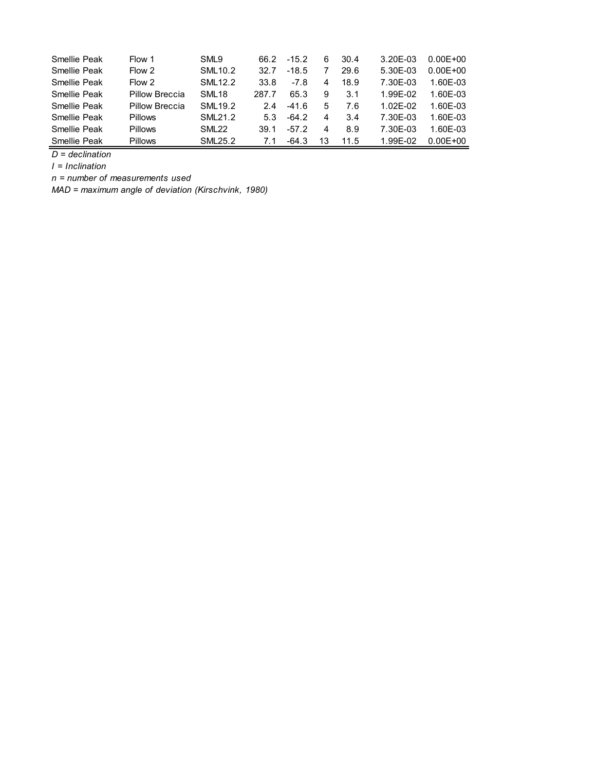| | | | | | | | | |
|---|---|---|---|---|---|---|---|---|
| Smellie Peak | Flow 1 | SML9 | 66.2 | -15.2 | 6 | 30.4 | 3.20E-03 | 0.00E+00 |
| Smellie Peak | Flow 2 | SML10.2 | 32.7 | -18.5 | 7 | 29.6 | 5.30E-03 | 0.00E+00 |
| Smellie Peak | Flow 2 | SML12.2 | 33.8 | -7.8 | 4 | 18.9 | 7.30E-03 | 1.60E-03 |
| Smellie Peak | Pillow Breccia | SML18 | 287.7 | 65.3 | 9 | 3.1 | 1.99E-02 | 1.60E-03 |
| Smellie Peak | Pillow Breccia | SML19.2 | 2.4 | -41.6 | 5 | 7.6 | 1.02E-02 | 1.60E-03 |
| Smellie Peak | Pillows | SML21.2 | 5.3 | -64.2 | 4 | 3.4 | 7.30E-03 | 1.60E-03 |
| Smellie Peak | Pillows | SML22 | 39.1 | -57.2 | 4 | 8.9 | 7.30E-03 | 1.60E-03 |
| Smellie Peak | Pillows | SML25.2 | 7.1 | -64.3 | 13 | 11.5 | 1.99E-02 | 0.00E+00 |

*D = declination*

*I = Inclination*

*n = number of measurements used*

*MAD = maximum angle of deviation (Kirschvink, 1980)*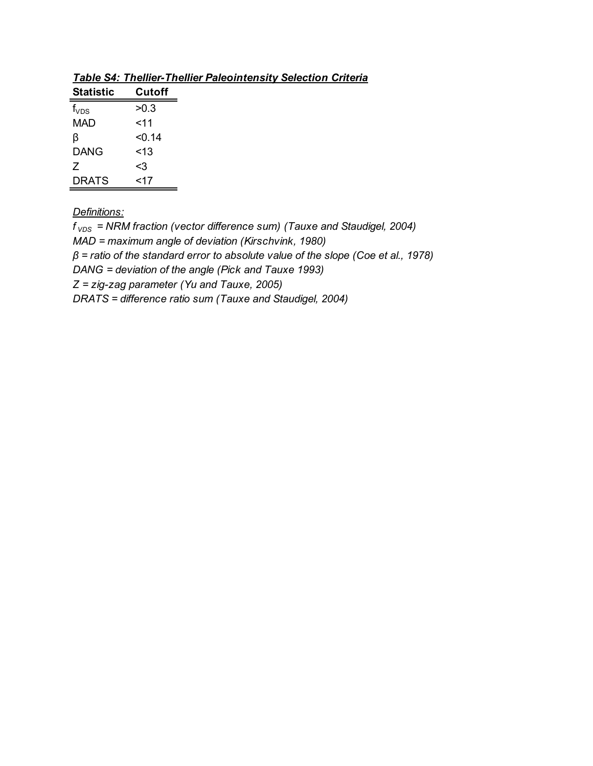***Table S4: Thellier-Thellier Paleointensity Selection Criteria***

| Statistic | Cutoff |
|---|---|
| $f_{VDS}$ | >0.3 |
| MAD | <11 |
| β | <0.14 |
| DANG | <13 |
| Z | <3 |
| DRATS | <17 |

*Definitions:*

*$f_{VDS}$ = NRM fraction (vector difference sum) (Tauxe and Staudigel, 2004)*

*MAD = maximum angle of deviation (Kirschvink, 1980)*

*β = ratio of the standard error to absolute value of the slope (Coe et al., 1978)*

*DANG = deviation of the angle (Pick and Tauxe 1993)*

*Z = zig-zag parameter (Yu and Tauxe, 2005)*

*DRATS = difference ratio sum (Tauxe and Staudigel, 2004)*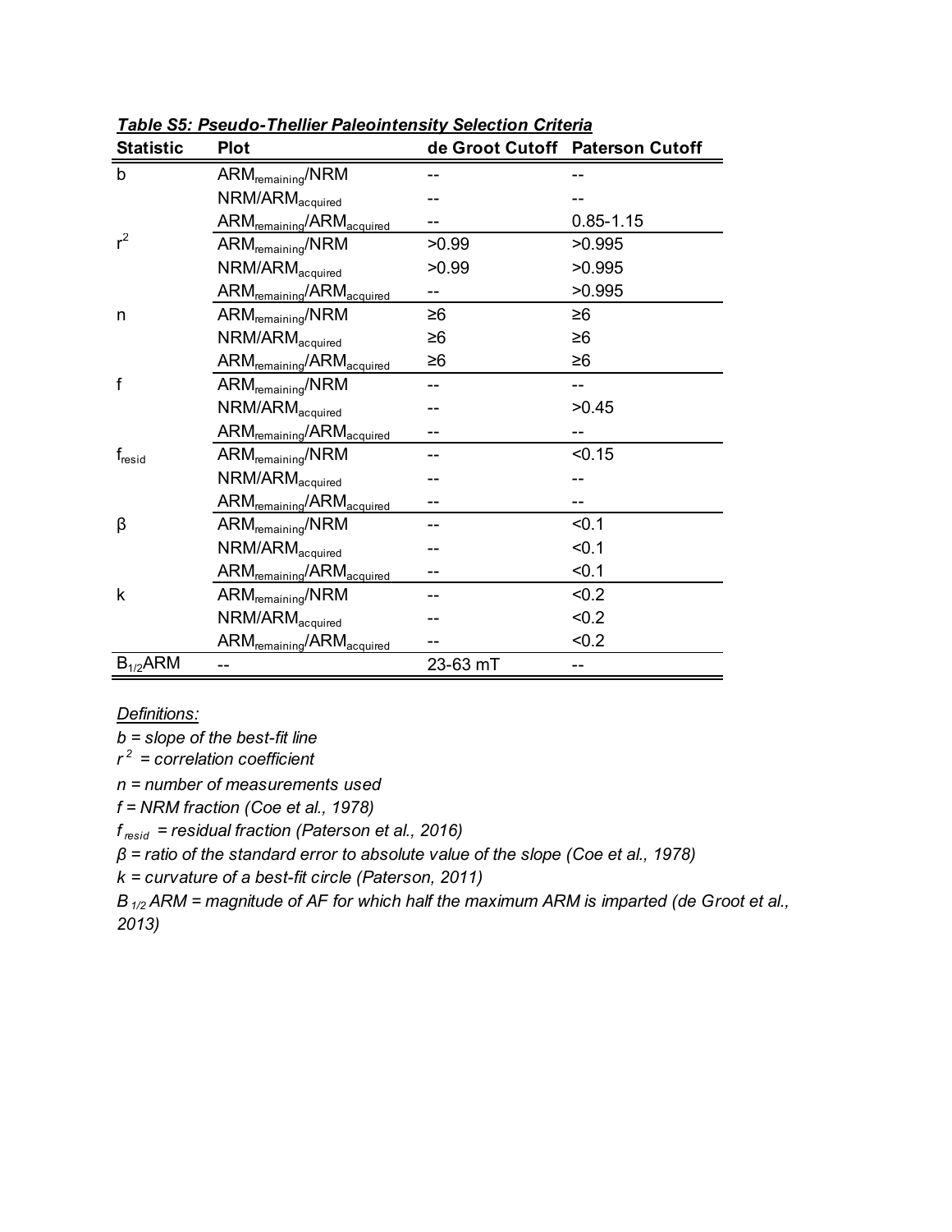***Table S5: Pseudo-Thellier Paleointensity Selection Criteria***

| Statistic | Plot | de Groot Cutoff | Paterson Cutoff |
|---|---|---|---|
| b | $ARM_{remaining}$/NRM | -- | -- |
| | NRM/$ARM_{acquired}$ | -- | -- |
| | $ARM_{remaining}$/$ARM_{acquired}$ | -- | 0.85-1.15 |
| $r^2$ | $ARM_{remaining}$/NRM | >0.99 | >0.995 |
| | NRM/$ARM_{acquired}$ | >0.99 | >0.995 |
| | $ARM_{remaining}$/$ARM_{acquired}$ | -- | >0.995 |
| n | $ARM_{remaining}$/NRM | ≥6 | ≥6 |
| | NRM/$ARM_{acquired}$ | ≥6 | ≥6 |
| | $ARM_{remaining}$/$ARM_{acquired}$ | ≥6 | ≥6 |
| f | $ARM_{remaining}$/NRM | -- | -- |
| | NRM/$ARM_{acquired}$ | -- | >0.45 |
| | $ARM_{remaining}$/$ARM_{acquired}$ | -- | -- |
| $f_{resid}$ | $ARM_{remaining}$/NRM | -- | <0.15 |
| | NRM/$ARM_{acquired}$ | -- | -- |
| | $ARM_{remaining}$/$ARM_{acquired}$ | -- | -- |
| β | $ARM_{remaining}$/NRM | -- | <0.1 |
| | NRM/$ARM_{acquired}$ | -- | <0.1 |
| | $ARM_{remaining}$/$ARM_{acquired}$ | -- | <0.1 |
| k | $ARM_{remaining}$/NRM | -- | <0.2 |
| | NRM/$ARM_{acquired}$ | -- | <0.2 |
| | $ARM_{remaining}$/$ARM_{acquired}$ | -- | <0.2 |
| $B_{1/2}$ARM | -- | 23-63 mT | -- |

*Definitions:*

*b = slope of the best-fit line*

*$r^2$ = correlation coefficient*

*n = number of measurements used*

*f = NRM fraction (Coe et al., 1978)*

*$f_{resid}$ = residual fraction (Paterson et al., 2016)*

*β = ratio of the standard error to absolute value of the slope (Coe et al., 1978)*

*k = curvature of a best-fit circle (Paterson, 2011)*

*$B_{1/2}$ ARM = magnitude of AF for which half the maximum ARM is imparted (de Groot et al., 2013)*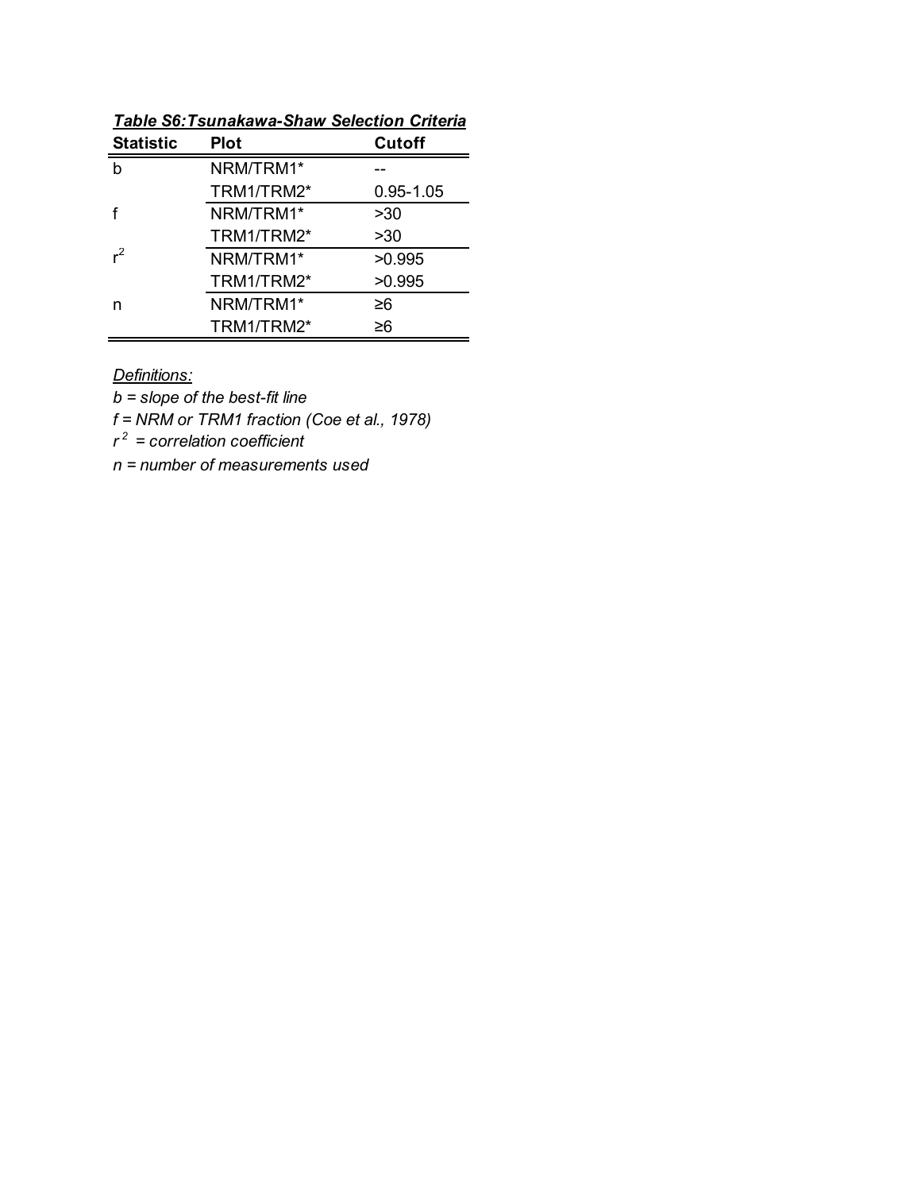***Table S6: Tsunakawa-Shaw Selection Criteria***

| Statistic | Plot | Cutoff |
|---|---|---|
| b | NRM/TRM1* | -- |
| | TRM1/TRM2* | 0.95-1.05 |
| f | NRM/TRM1* | >30 |
| | TRM1/TRM2* | >30 |
| $r^2$ | NRM/TRM1* | >0.995 |
| | TRM1/TRM2* | >0.995 |
| n | NRM/TRM1* | ≥6 |
| | TRM1/TRM2* | ≥6 |

*Definitions:*

*b = slope of the best-fit line*

*f = NRM or TRM1 fraction (Coe et al., 1978)*

*$r^2$ = correlation coefficient*

*n = number of measurements used*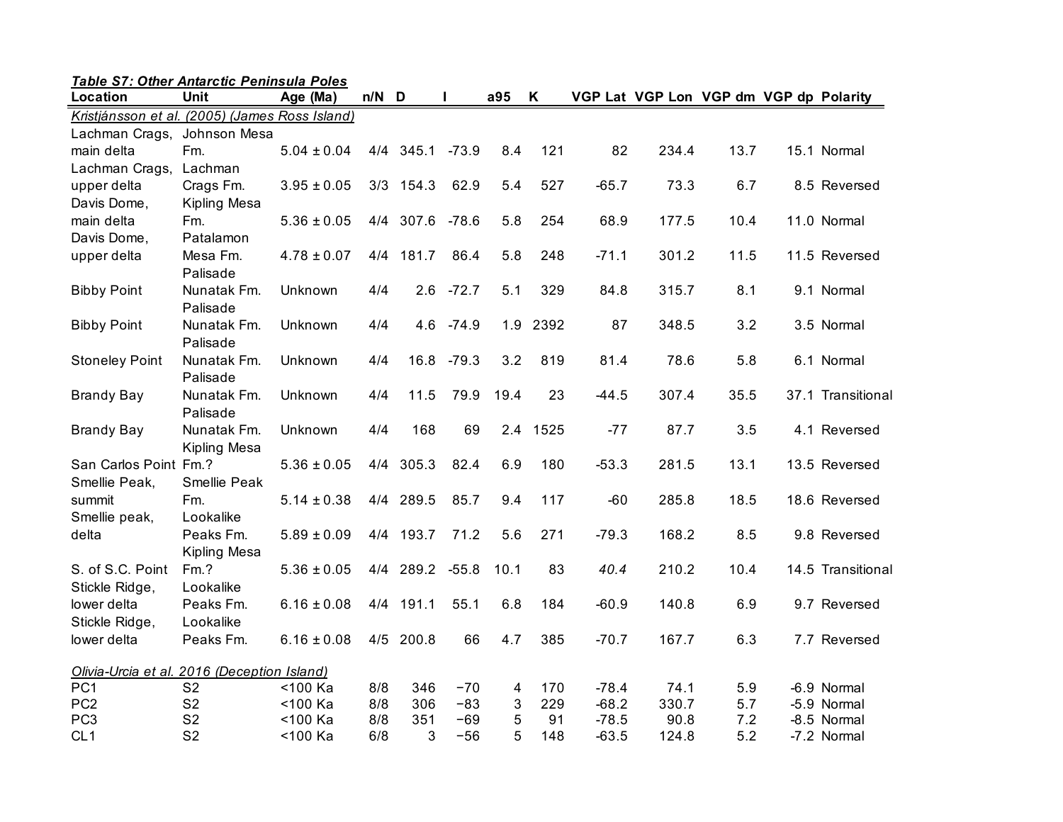***Table S7: Other Antarctic Peninsula Poles***

| Location | Unit | Age (Ma) | n/N | D | I | a95 | K | VGP Lat | VGP Lon | VGP dm | VGP dp | Polarity |
|---|---|---|---|---|---|---|---|---|---|---|---|---|
| *Kristjánsson et al. (2005) (James Ross Island)* | | | | | | | | | | | | |
| Lachman Crags, main delta | Johnson Mesa Fm. | 5.04 ± 0.04 | 4/4 | 345.1 | -73.9 | 8.4 | 121 | 82 | 234.4 | 13.7 | 15.1 | Normal |
| Lachman Crags, upper delta | Lachman Crags Fm. | 3.95 ± 0.05 | 3/3 | 154.3 | 62.9 | 5.4 | 527 | -65.7 | 73.3 | 6.7 | 8.5 | Reversed |
| Davis Dome, main delta | Kipling Mesa Fm. | 5.36 ± 0.05 | 4/4 | 307.6 | -78.6 | 5.8 | 254 | 68.9 | 177.5 | 10.4 | 11.0 | Normal |
| Davis Dome, upper delta | Patalamon Mesa Fm. | 4.78 ± 0.07 | 4/4 | 181.7 | 86.4 | 5.8 | 248 | -71.1 | 301.2 | 11.5 | 11.5 | Reversed |
| Bibby Point | Palisade Nunatak Fm. | Unknown | 4/4 | 2.6 | -72.7 | 5.1 | 329 | 84.8 | 315.7 | 8.1 | 9.1 | Normal |
| Bibby Point | Palisade Nunatak Fm. | Unknown | 4/4 | 4.6 | -74.9 | 1.9 | 2392 | 87 | 348.5 | 3.2 | 3.5 | Normal |
| Stoneley Point | Palisade Nunatak Fm. | Unknown | 4/4 | 16.8 | -79.3 | 3.2 | 819 | 81.4 | 78.6 | 5.8 | 6.1 | Normal |
| Brandy Bay | Palisade Nunatak Fm. | Unknown | 4/4 | 11.5 | 79.9 | 19.4 | 23 | -44.5 | 307.4 | 35.5 | 37.1 | Transitional |
| Brandy Bay | Palisade Nunatak Fm. | Unknown | 4/4 | 168 | 69 | 2.4 | 1525 | -77 | 87.7 | 3.5 | 4.1 | Reversed |
| San Carlos Point | Kipling Mesa Fm.? | 5.36 ± 0.05 | 4/4 | 305.3 | 82.4 | 6.9 | 180 | -53.3 | 281.5 | 13.1 | 13.5 | Reversed |
| Smellie Peak, summit | Smellie Peak Fm. | 5.14 ± 0.38 | 4/4 | 289.5 | 85.7 | 9.4 | 117 | -60 | 285.8 | 18.5 | 18.6 | Reversed |
| Smellie peak, delta | Lookalike Peaks Fm. | 5.89 ± 0.09 | 4/4 | 193.7 | 71.2 | 5.6 | 271 | -79.3 | 168.2 | 8.5 | 9.8 | Reversed |
| S. of S.C. Point | Kipling Mesa Fm.? | 5.36 ± 0.05 | 4/4 | 289.2 | -55.8 | 10.1 | 83 | *40.4* | 210.2 | 10.4 | 14.5 | Transitional |
| Stickle Ridge, lower delta | Lookalike Peaks Fm. | 6.16 ± 0.08 | 4/4 | 191.1 | 55.1 | 6.8 | 184 | -60.9 | 140.8 | 6.9 | 9.7 | Reversed |
| Stickle Ridge, lower delta | Lookalike Peaks Fm. | 6.16 ± 0.08 | 4/5 | 200.8 | 66 | 4.7 | 385 | -70.7 | 167.7 | 6.3 | 7.7 | Reversed |
| *Olivia-Urcia et al. 2016 (Deception Island)* | | | | | | | | | | | | |
| PC1 | S2 | <100 Ka | 8/8 | 346 | −70 | 4 | 170 | -78.4 | 74.1 | 5.9 | -6.9 | Normal |
| PC2 | S2 | <100 Ka | 8/8 | 306 | −83 | 3 | 229 | -68.2 | 330.7 | 5.7 | -5.9 | Normal |
| PC3 | S2 | <100 Ka | 8/8 | 351 | −69 | 5 | 91 | -78.5 | 90.8 | 7.2 | -8.5 | Normal |
| CL1 | S2 | <100 Ka | 6/8 | 3 | −56 | 5 | 148 | -63.5 | 124.8 | 5.2 | -7.2 | Normal |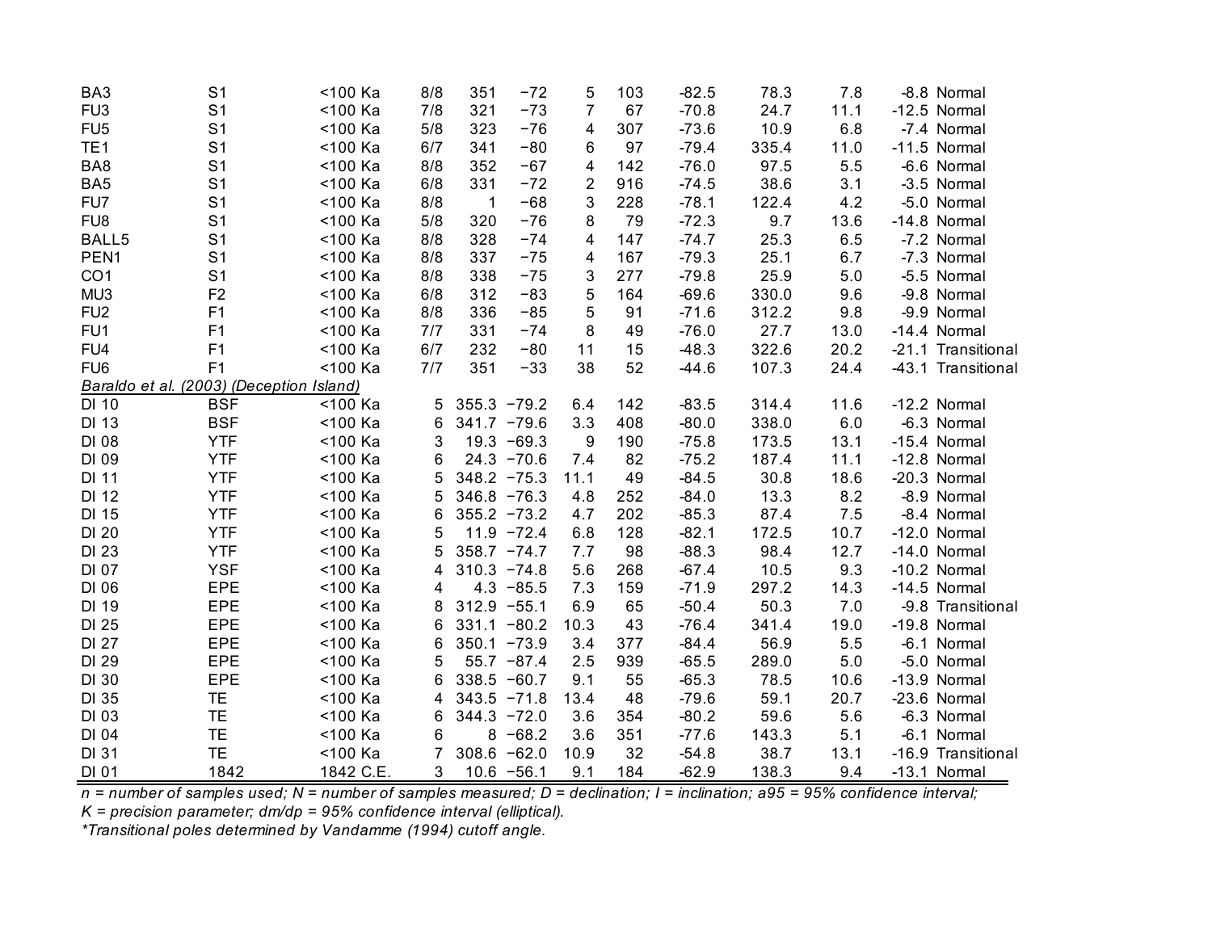| | | | | | | | | | | | | |
|---|---|---|---|---|---|---|---|---|---|---|---|---|
| BA3 | S1 | <100 Ka | 8/8 | 351 | −72 | 5 | 103 | -82.5 | 78.3 | 7.8 | -8.8 | Normal |
| FU3 | S1 | <100 Ka | 7/8 | 321 | −73 | 7 | 67 | -70.8 | 24.7 | 11.1 | -12.5 | Normal |
| FU5 | S1 | <100 Ka | 5/8 | 323 | −76 | 4 | 307 | -73.6 | 10.9 | 6.8 | -7.4 | Normal |
| TE1 | S1 | <100 Ka | 6/7 | 341 | −80 | 6 | 97 | -79.4 | 335.4 | 11.0 | -11.5 | Normal |
| BA8 | S1 | <100 Ka | 8/8 | 352 | −67 | 4 | 142 | -76.0 | 97.5 | 5.5 | -6.6 | Normal |
| BA5 | S1 | <100 Ka | 6/8 | 331 | −72 | 2 | 916 | -74.5 | 38.6 | 3.1 | -3.5 | Normal |
| FU7 | S1 | <100 Ka | 8/8 | 1 | −68 | 3 | 228 | -78.1 | 122.4 | 4.2 | -5.0 | Normal |
| FU8 | S1 | <100 Ka | 5/8 | 320 | −76 | 8 | 79 | -72.3 | 9.7 | 13.6 | -14.8 | Normal |
| BALL5 | S1 | <100 Ka | 8/8 | 328 | −74 | 4 | 147 | -74.7 | 25.3 | 6.5 | -7.2 | Normal |
| PEN1 | S1 | <100 Ka | 8/8 | 337 | −75 | 4 | 167 | -79.3 | 25.1 | 6.7 | -7.3 | Normal |
| CO1 | S1 | <100 Ka | 8/8 | 338 | −75 | 3 | 277 | -79.8 | 25.9 | 5.0 | -5.5 | Normal |
| MU3 | F2 | <100 Ka | 6/8 | 312 | −83 | 5 | 164 | -69.6 | 330.0 | 9.6 | -9.8 | Normal |
| FU2 | F1 | <100 Ka | 8/8 | 336 | −85 | 5 | 91 | -71.6 | 312.2 | 9.8 | -9.9 | Normal |
| FU1 | F1 | <100 Ka | 7/7 | 331 | −74 | 8 | 49 | -76.0 | 27.7 | 13.0 | -14.4 | Normal |
| FU4 | F1 | <100 Ka | 6/7 | 232 | −80 | 11 | 15 | -48.3 | 322.6 | 20.2 | -21.1 | Transitional |
| FU6 | F1 | <100 Ka | 7/7 | 351 | −33 | 38 | 52 | -44.6 | 107.3 | 24.4 | -43.1 | Transitional |
| *Baraldo et al. (2003) (Deception Island)* | | | | | | | | | | | | |
| DI 10 | BSF | <100 Ka | 5 | 355.3 | −79.2 | 6.4 | 142 | -83.5 | 314.4 | 11.6 | -12.2 | Normal |
| DI 13 | BSF | <100 Ka | 6 | 341.7 | −79.6 | 3.3 | 408 | -80.0 | 338.0 | 6.0 | -6.3 | Normal |
| DI 08 | YTF | <100 Ka | 3 | 19.3 | −69.3 | 9 | 190 | -75.8 | 173.5 | 13.1 | -15.4 | Normal |
| DI 09 | YTF | <100 Ka | 6 | 24.3 | −70.6 | 7.4 | 82 | -75.2 | 187.4 | 11.1 | -12.8 | Normal |
| DI 11 | YTF | <100 Ka | 5 | 348.2 | −75.3 | 11.1 | 49 | -84.5 | 30.8 | 18.6 | -20.3 | Normal |
| DI 12 | YTF | <100 Ka | 5 | 346.8 | −76.3 | 4.8 | 252 | -84.0 | 13.3 | 8.2 | -8.9 | Normal |
| DI 15 | YTF | <100 Ka | 6 | 355.2 | −73.2 | 4.7 | 202 | -85.3 | 87.4 | 7.5 | -8.4 | Normal |
| DI 20 | YTF | <100 Ka | 5 | 11.9 | −72.4 | 6.8 | 128 | -82.1 | 172.5 | 10.7 | -12.0 | Normal |
| DI 23 | YTF | <100 Ka | 5 | 358.7 | −74.7 | 7.7 | 98 | -88.3 | 98.4 | 12.7 | -14.0 | Normal |
| DI 07 | YSF | <100 Ka | 4 | 310.3 | −74.8 | 5.6 | 268 | -67.4 | 10.5 | 9.3 | -10.2 | Normal |
| DI 06 | EPE | <100 Ka | 4 | 4.3 | −85.5 | 7.3 | 159 | -71.9 | 297.2 | 14.3 | -14.5 | Normal |
| DI 19 | EPE | <100 Ka | 8 | 312.9 | −55.1 | 6.9 | 65 | -50.4 | 50.3 | 7.0 | -9.8 | Transitional |
| DI 25 | EPE | <100 Ka | 6 | 331.1 | −80.2 | 10.3 | 43 | -76.4 | 341.4 | 19.0 | -19.8 | Normal |
| DI 27 | EPE | <100 Ka | 6 | 350.1 | −73.9 | 3.4 | 377 | -84.4 | 56.9 | 5.5 | -6.1 | Normal |
| DI 29 | EPE | <100 Ka | 5 | 55.7 | −87.4 | 2.5 | 939 | -65.5 | 289.0 | 5.0 | -5.0 | Normal |
| DI 30 | EPE | <100 Ka | 6 | 338.5 | −60.7 | 9.1 | 55 | -65.3 | 78.5 | 10.6 | -13.9 | Normal |
| DI 35 | TE | <100 Ka | 4 | 343.5 | −71.8 | 13.4 | 48 | -79.6 | 59.1 | 20.7 | -23.6 | Normal |
| DI 03 | TE | <100 Ka | 6 | 344.3 | −72.0 | 3.6 | 354 | -80.2 | 59.6 | 5.6 | -6.3 | Normal |
| DI 04 | TE | <100 Ka | 6 | 8 | −68.2 | 3.6 | 351 | -77.6 | 143.3 | 5.1 | -6.1 | Normal |
| DI 31 | TE | <100 Ka | 7 | 308.6 | −62.0 | 10.9 | 32 | -54.8 | 38.7 | 13.1 | -16.9 | Transitional |
| DI 01 | 1842 | 1842 C.E. | 3 | 10.6 | −56.1 | 9.1 | 184 | -62.9 | 138.3 | 9.4 | -13.1 | Normal |

*n = number of samples used; N = number of samples measured; D = declination; I = inclination; a95 = 95% confidence interval;*
*K = precision parameter; dm/dp = 95% confidence interval (elliptical).*
*\*Transitional poles determined by Vandamme (1994) cutoff angle.*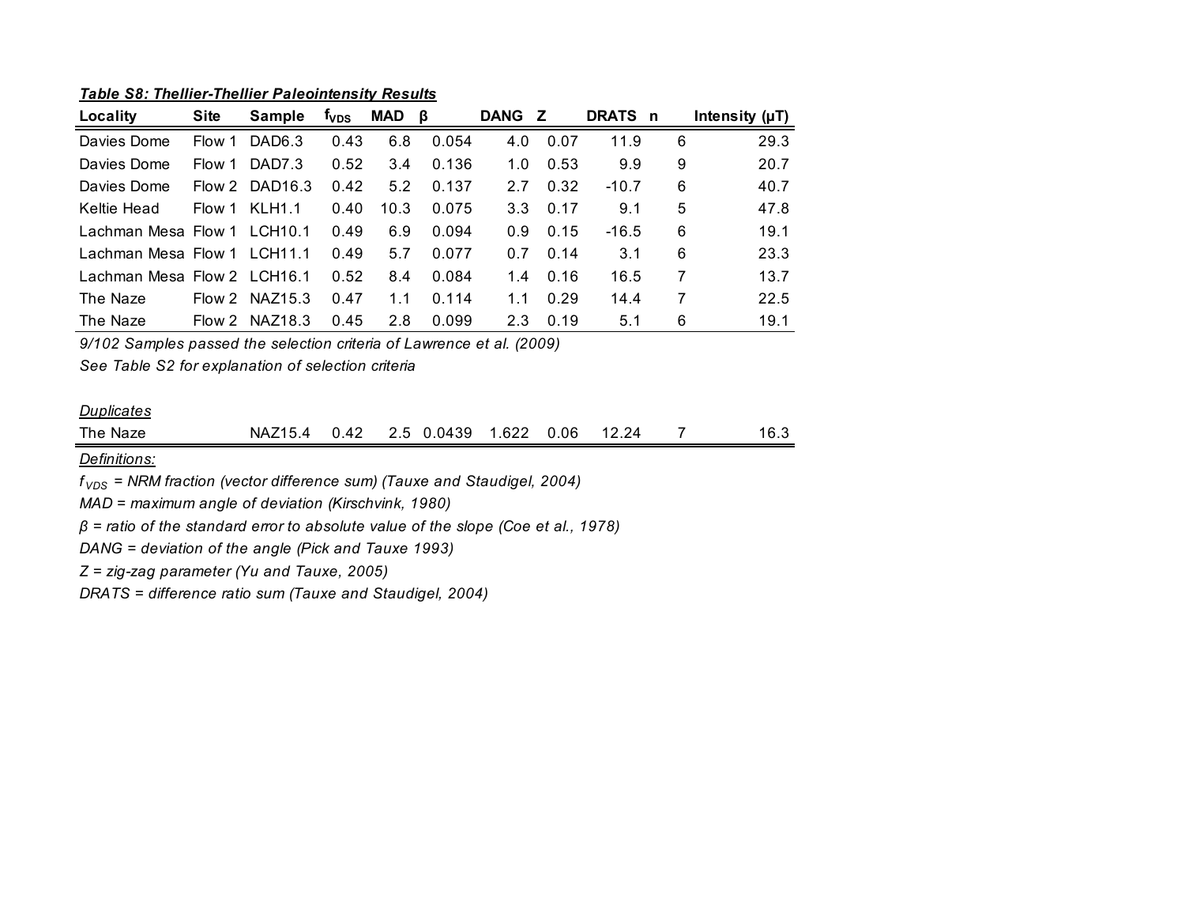***Table S8: Thellier-Thellier Paleointensity Results***

| Locality | Site | Sample | $f_{VDS}$ | MAD | $\beta$ | DANG | Z | DRATS | n | Intensity (μT) |
|---|---|---|---|---|---|---|---|---|---|---|
| Davies Dome | Flow 1 | DAD6.3 | 0.43 | 6.8 | 0.054 | 4.0 | 0.07 | 11.9 | 6 | 29.3 |
| Davies Dome | Flow 1 | DAD7.3 | 0.52 | 3.4 | 0.136 | 1.0 | 0.53 | 9.9 | 9 | 20.7 |
| Davies Dome | Flow 2 | DAD16.3 | 0.42 | 5.2 | 0.137 | 2.7 | 0.32 | -10.7 | 6 | 40.7 |
| Keltie Head | Flow 1 | KLH1.1 | 0.40 | 10.3 | 0.075 | 3.3 | 0.17 | 9.1 | 5 | 47.8 |
| Lachman Mesa | Flow 1 | LCH10.1 | 0.49 | 6.9 | 0.094 | 0.9 | 0.15 | -16.5 | 6 | 19.1 |
| Lachman Mesa | Flow 1 | LCH11.1 | 0.49 | 5.7 | 0.077 | 0.7 | 0.14 | 3.1 | 6 | 23.3 |
| Lachman Mesa | Flow 2 | LCH16.1 | 0.52 | 8.4 | 0.084 | 1.4 | 0.16 | 16.5 | 7 | 13.7 |
| The Naze | Flow 2 | NAZ15.3 | 0.47 | 1.1 | 0.114 | 1.1 | 0.29 | 14.4 | 7 | 22.5 |
| The Naze | Flow 2 | NAZ18.3 | 0.45 | 2.8 | 0.099 | 2.3 | 0.19 | 5.1 | 6 | 19.1 |

*9/102 Samples passed the selection criteria of Lawrence et al. (2009)*

*See Table S2 for explanation of selection criteria*

*Duplicates*

| Locality | Site | Sample | $f_{VDS}$ | MAD | $\beta$ | DANG | Z | DRATS | n | Intensity (μT) |
|---|---|---|---|---|---|---|---|---|---|---|
| The Naze | | NAZ15.4 | 0.42 | 2.5 | 0.0439 | 1.622 | 0.06 | 12.24 | 7 | 16.3 |

*Definitions:*

*$f_{VDS}$ = NRM fraction (vector difference sum) (Tauxe and Staudigel, 2004)*

*MAD = maximum angle of deviation (Kirschvink, 1980)*

*$\beta$ = ratio of the standard error to absolute value of the slope (Coe et al., 1978)*

*DANG = deviation of the angle (Pick and Tauxe 1993)*

*Z = zig-zag parameter (Yu and Tauxe, 2005)*

*DRATS = difference ratio sum (Tauxe and Staudigel, 2004)*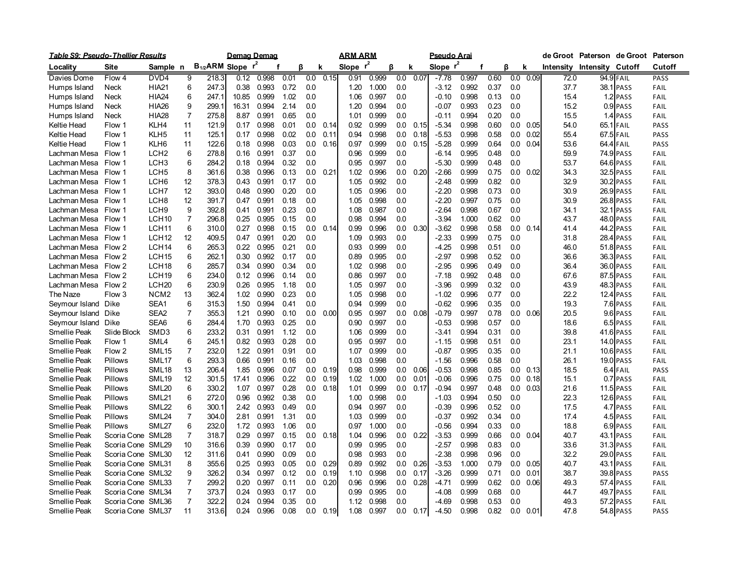***Table S9: Pseudo-Thellier Results***

| Locality | Site | Sample | n | $B_{1/2}$ARM | Demag Slope | Demag $r^2$ | f | β | k | ARM Slope | ARM $r^2$ | β | k | Pseudo Arai Slope | $r^2$ | f | β | k | de Groot Intensity | Paterson Intensity | de Groot Cutoff | Paterson Cutoff |
|---|---|---|---|---|---|---|---|---|---|---|---|---|---|---|---|---|---|---|---|---|---|---|
| Davies Dome | Flow 4 | DVD4 | 9 | 218.3 | 0.12 | 0.998 | 0.01 | 0.0 | 0.15 | 0.91 | 0.999 | 0.0 | 0.07 | -7.78 | 0.997 | 0.60 | 0.0 | 0.09 | 72.0 | 94.9 | FAIL | PASS |
| Humps Island | Neck | HIA21 | 6 | 247.3 | 0.38 | 0.993 | 0.72 | 0.0 | | 1.20 | 1.000 | 0.0 | | -3.12 | 0.992 | 0.37 | 0.0 | | 37.7 | 38.1 | PASS | FAIL |
| Humps Island | Neck | HIA24 | 6 | 247.1 | 10.85 | 0.999 | 1.02 | 0.0 | | 1.06 | 0.997 | 0.0 | | -0.10 | 0.998 | 0.13 | 0.0 | | 15.4 | 1.2 | PASS | FAIL |
| Humps Island | Neck | HIA26 | 9 | 299.1 | 16.31 | 0.994 | 2.14 | 0.0 | | 1.20 | 0.994 | 0.0 | | -0.07 | 0.993 | 0.23 | 0.0 | | 15.2 | 0.9 | PASS | FAIL |
| Humps Island | Neck | HIA28 | 7 | 275.8 | 8.87 | 0.991 | 0.65 | 0.0 | | 1.01 | 0.999 | 0.0 | | -0.11 | 0.994 | 0.20 | 0.0 | | 15.5 | 1.4 | PASS | FAIL |
| Keltie Head | Flow 1 | KLH4 | 11 | 121.9 | 0.17 | 0.998 | 0.01 | 0.0 | 0.14 | 0.92 | 0.999 | 0.0 | 0.15 | -5.34 | 0.998 | 0.60 | 0.0 | 0.05 | 54.0 | 65.1 | FAIL | PASS |
| Keltie Head | Flow 1 | KLH5 | 11 | 125.1 | 0.17 | 0.998 | 0.02 | 0.0 | 0.11 | 0.94 | 0.998 | 0.0 | 0.18 | -5.53 | 0.998 | 0.58 | 0.0 | 0.02 | 55.4 | 67.5 | FAIL | PASS |
| Keltie Head | Flow 1 | KLH6 | 11 | 122.6 | 0.18 | 0.998 | 0.03 | 0.0 | 0.16 | 0.97 | 0.999 | 0.0 | 0.15 | -5.28 | 0.999 | 0.64 | 0.0 | 0.04 | 53.6 | 64.4 | FAIL | PASS |
| Lachman Mesa | Flow 1 | LCH2 | 6 | 278.8 | 0.16 | 0.991 | 0.37 | 0.0 | | 0.96 | 0.999 | 0.0 | | -6.14 | 0.995 | 0.48 | 0.0 | | 59.9 | 74.9 | PASS | FAIL |
| Lachman Mesa | Flow 1 | LCH3 | 6 | 284.2 | 0.18 | 0.994 | 0.32 | 0.0 | | 0.95 | 0.997 | 0.0 | | -5.30 | 0.999 | 0.48 | 0.0 | | 53.7 | 64.6 | PASS | FAIL |
| Lachman Mesa | Flow 1 | LCH5 | 8 | 361.6 | 0.38 | 0.996 | 0.13 | 0.0 | 0.21 | 1.02 | 0.996 | 0.0 | 0.20 | -2.66 | 0.999 | 0.75 | 0.0 | 0.02 | 34.3 | 32.5 | PASS | FAIL |
| Lachman Mesa | Flow 1 | LCH6 | 12 | 378.3 | 0.43 | 0.991 | 0.17 | 0.0 | | 1.05 | 0.992 | 0.0 | | -2.48 | 0.999 | 0.82 | 0.0 | | 32.9 | 30.2 | PASS | FAIL |
| Lachman Mesa | Flow 1 | LCH7 | 12 | 393.0 | 0.48 | 0.990 | 0.20 | 0.0 | | 1.05 | 0.996 | 0.0 | | -2.20 | 0.998 | 0.73 | 0.0 | | 30.9 | 26.9 | PASS | FAIL |
| Lachman Mesa | Flow 1 | LCH8 | 12 | 391.7 | 0.47 | 0.991 | 0.18 | 0.0 | | 1.05 | 0.998 | 0.0 | | -2.20 | 0.997 | 0.75 | 0.0 | | 30.9 | 26.8 | PASS | FAIL |
| Lachman Mesa | Flow 1 | LCH9 | 9 | 392.8 | 0.41 | 0.991 | 0.23 | 0.0 | | 1.08 | 0.987 | 0.0 | | -2.64 | 0.998 | 0.67 | 0.0 | | 34.1 | 32.1 | PASS | FAIL |
| Lachman Mesa | Flow 1 | LCH10 | 7 | 296.8 | 0.25 | 0.995 | 0.15 | 0.0 | | 0.98 | 0.994 | 0.0 | | -3.94 | 1.000 | 0.62 | 0.0 | | 43.7 | 48.0 | PASS | FAIL |
| Lachman Mesa | Flow 1 | LCH11 | 6 | 310.0 | 0.27 | 0.998 | 0.15 | 0.0 | 0.14 | 0.99 | 0.996 | 0.0 | 0.30 | -3.62 | 0.998 | 0.58 | 0.0 | 0.14 | 41.4 | 44.2 | PASS | FAIL |
| Lachman Mesa | Flow 1 | LCH12 | 12 | 409.5 | 0.47 | 0.991 | 0.20 | 0.0 | | 1.09 | 0.993 | 0.0 | | -2.33 | 0.999 | 0.75 | 0.0 | | 31.8 | 28.4 | PASS | FAIL |
| Lachman Mesa | Flow 2 | LCH14 | 6 | 265.3 | 0.22 | 0.995 | 0.21 | 0.0 | | 0.93 | 0.999 | 0.0 | | -4.25 | 0.998 | 0.51 | 0.0 | | 46.0 | 51.8 | PASS | FAIL |
| Lachman Mesa | Flow 2 | LCH15 | 6 | 262.1 | 0.30 | 0.992 | 0.17 | 0.0 | | 0.89 | 0.995 | 0.0 | | -2.97 | 0.998 | 0.52 | 0.0 | | 36.6 | 36.3 | PASS | FAIL |
| Lachman Mesa | Flow 2 | LCH18 | 6 | 285.7 | 0.34 | 0.990 | 0.34 | 0.0 | | 1.02 | 0.998 | 0.0 | | -2.95 | 0.996 | 0.49 | 0.0 | | 36.4 | 36.0 | PASS | FAIL |
| Lachman Mesa | Flow 2 | LCH19 | 6 | 234.0 | 0.12 | 0.996 | 0.14 | 0.0 | | 0.86 | 0.997 | 0.0 | | -7.18 | 0.992 | 0.48 | 0.0 | | 67.6 | 87.5 | PASS | FAIL |
| Lachman Mesa | Flow 2 | LCH20 | 6 | 230.9 | 0.26 | 0.995 | 1.18 | 0.0 | | 1.05 | 0.997 | 0.0 | | -3.96 | 0.999 | 0.32 | 0.0 | | 43.9 | 48.3 | PASS | FAIL |
| The Naze | Flow 3 | NCM2 | 13 | 362.4 | 1.02 | 0.990 | 0.23 | 0.0 | | 1.05 | 0.998 | 0.0 | | -1.02 | 0.996 | 0.77 | 0.0 | | 22.2 | 12.4 | PASS | FAIL |
| Seymour Island | Dike | SEA1 | 6 | 315.3 | 1.50 | 0.994 | 0.41 | 0.0 | | 0.94 | 0.999 | 0.0 | | -0.62 | 0.996 | 0.35 | 0.0 | | 19.3 | 7.6 | PASS | FAIL |
| Seymour Island | Dike | SEA2 | 7 | 355.3 | 1.21 | 0.990 | 0.10 | 0.0 | 0.00 | 0.95 | 0.997 | 0.0 | 0.08 | -0.79 | 0.997 | 0.78 | 0.0 | 0.06 | 20.5 | 9.6 | PASS | FAIL |
| Seymour Island | Dike | SEA6 | 6 | 284.4 | 1.70 | 0.993 | 0.25 | 0.0 | | 0.90 | 0.997 | 0.0 | | -0.53 | 0.998 | 0.57 | 0.0 | | 18.6 | 6.5 | PASS | FAIL |
| Smellie Peak | Slide Block | SMD3 | 6 | 233.2 | 0.31 | 0.991 | 1.12 | 0.0 | | 1.06 | 0.999 | 0.0 | | -3.41 | 0.994 | 0.31 | 0.0 | | 39.8 | 41.6 | PASS | FAIL |
| Smellie Peak | Flow 1 | SML4 | 6 | 245.1 | 0.82 | 0.993 | 0.28 | 0.0 | | 0.95 | 0.997 | 0.0 | | -1.15 | 0.998 | 0.51 | 0.0 | | 23.1 | 14.0 | PASS | FAIL |
| Smellie Peak | Flow 2 | SML15 | 7 | 232.0 | 1.22 | 0.991 | 0.91 | 0.0 | | 1.07 | 0.999 | 0.0 | | -0.87 | 0.995 | 0.35 | 0.0 | | 21.1 | 10.6 | PASS | FAIL |
| Smellie Peak | Pillows | SML17 | 6 | 293.3 | 0.66 | 0.991 | 0.16 | 0.0 | | 1.03 | 0.998 | 0.0 | | -1.56 | 0.996 | 0.58 | 0.0 | | 26.1 | 19.0 | PASS | FAIL |
| Smellie Peak | Pillows | SML18 | 13 | 206.4 | 1.85 | 0.996 | 0.07 | 0.0 | 0.19 | 0.98 | 0.999 | 0.0 | 0.06 | -0.53 | 0.998 | 0.85 | 0.0 | 0.13 | 18.5 | 6.4 | FAIL | PASS |
| Smellie Peak | Pillows | SML19 | 12 | 301.5 | 17.41 | 0.996 | 0.22 | 0.0 | 0.19 | 1.02 | 1.000 | 0.0 | 0.01 | -0.06 | 0.996 | 0.75 | 0.0 | 0.18 | 15.1 | 0.7 | PASS | FAIL |
| Smellie Peak | Pillows | SML20 | 6 | 330.2 | 1.07 | 0.997 | 0.28 | 0.0 | 0.18 | 1.01 | 0.999 | 0.0 | 0.17 | -0.94 | 0.997 | 0.48 | 0.0 | 0.03 | 21.6 | 11.5 | PASS | FAIL |
| Smellie Peak | Pillows | SML21 | 6 | 272.0 | 0.96 | 0.992 | 0.38 | 0.0 | | 1.00 | 0.998 | 0.0 | | -1.03 | 0.994 | 0.50 | 0.0 | | 22.3 | 12.6 | PASS | FAIL |
| Smellie Peak | Pillows | SML22 | 6 | 300.1 | 2.42 | 0.993 | 0.49 | 0.0 | | 0.94 | 0.997 | 0.0 | | -0.39 | 0.996 | 0.52 | 0.0 | | 17.5 | 4.7 | PASS | FAIL |
| Smellie Peak | Pillows | SML24 | 7 | 304.0 | 2.81 | 0.991 | 1.31 | 0.0 | | 1.03 | 0.999 | 0.0 | | -0.37 | 0.992 | 0.34 | 0.0 | | 17.4 | 4.5 | PASS | FAIL |
| Smellie Peak | Pillows | SML27 | 6 | 232.0 | 1.72 | 0.993 | 1.06 | 0.0 | | 0.97 | 1.000 | 0.0 | | -0.56 | 0.994 | 0.33 | 0.0 | | 18.8 | 6.9 | PASS | FAIL |
| Smellie Peak | Scoria Cone | SML28 | 7 | 318.7 | 0.29 | 0.997 | 0.15 | 0.0 | 0.18 | 1.04 | 0.996 | 0.0 | 0.22 | -3.53 | 0.999 | 0.66 | 0.0 | 0.04 | 40.7 | 43.1 | PASS | FAIL |
| Smellie Peak | Scoria Cone | SML29 | 10 | 316.6 | 0.39 | 0.990 | 0.17 | 0.0 | | 0.99 | 0.995 | 0.0 | | -2.57 | 0.998 | 0.83 | 0.0 | | 33.6 | 31.3 | PASS | FAIL |
| Smellie Peak | Scoria Cone | SML30 | 12 | 311.6 | 0.41 | 0.990 | 0.09 | 0.0 | | 0.98 | 0.993 | 0.0 | | -2.38 | 0.998 | 0.96 | 0.0 | | 32.2 | 29.0 | PASS | FAIL |
| Smellie Peak | Scoria Cone | SML31 | 8 | 355.6 | 0.25 | 0.993 | 0.05 | 0.0 | 0.29 | 0.89 | 0.992 | 0.0 | 0.26 | -3.53 | 1.000 | 0.79 | 0.0 | 0.05 | 40.7 | 43.1 | PASS | FAIL |
| Smellie Peak | Scoria Cone | SML32 | 9 | 326.2 | 0.34 | 0.997 | 0.12 | 0.0 | 0.19 | 1.10 | 0.998 | 0.0 | 0.17 | -3.26 | 0.999 | 0.71 | 0.0 | 0.01 | 38.7 | 39.8 | PASS | PASS |
| Smellie Peak | Scoria Cone | SML33 | 7 | 299.2 | 0.20 | 0.997 | 0.11 | 0.0 | 0.20 | 0.96 | 0.996 | 0.0 | 0.28 | -4.71 | 0.999 | 0.62 | 0.0 | 0.06 | 49.3 | 57.4 | PASS | FAIL |
| Smellie Peak | Scoria Cone | SML34 | 7 | 373.7 | 0.24 | 0.993 | 0.17 | 0.0 | | 0.99 | 0.995 | 0.0 | | -4.08 | 0.999 | 0.68 | 0.0 | | 44.7 | 49.7 | PASS | FAIL |
| Smellie Peak | Scoria Cone | SML36 | 7 | 322.2 | 0.24 | 0.994 | 0.35 | 0.0 | | 1.12 | 0.998 | 0.0 | | -4.69 | 0.998 | 0.53 | 0.0 | | 49.3 | 57.2 | PASS | FAIL |
| Smellie Peak | Scoria Cone | SML37 | 11 | 313.6 | 0.24 | 0.996 | 0.08 | 0.0 | 0.19 | 1.08 | 0.997 | 0.0 | 0.17 | -4.50 | 0.998 | 0.82 | 0.0 | 0.01 | 47.8 | 54.8 | PASS | PASS |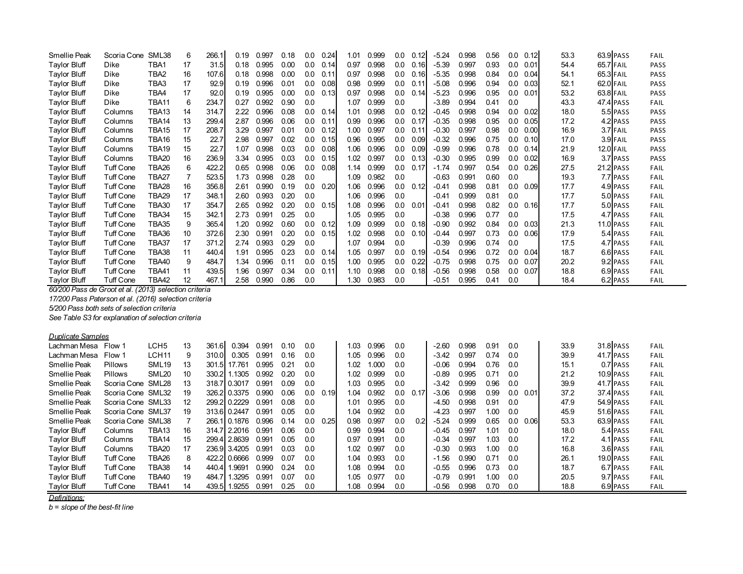| | | | | | | | | | | | | | | | | | | | | | | |
|---|---|---|---|---|---|---|---|---|---|---|---|---|---|---|---|---|---|---|---|---|---|---|
| Smellie Peak | Scoria Cone | SML38 | 6 | 266.1 | 0.19 | 0.997 | 0.18 | 0.0 | 0.24 | 1.01 | 0.999 | 0.0 | 0.12 | -5.24 | 0.998 | 0.56 | 0.0 | 0.12 | 53.3 | 63.9 | PASS | FAIL |
| Taylor Bluff | Dike | TBA1 | 17 | 31.5 | 0.18 | 0.995 | 0.00 | 0.0 | 0.14 | 0.97 | 0.998 | 0.0 | 0.16 | -5.39 | 0.997 | 0.93 | 0.0 | 0.01 | 54.4 | 65.7 | FAIL | PASS |
| Taylor Bluff | Dike | TBA2 | 16 | 107.6 | 0.18 | 0.998 | 0.00 | 0.0 | 0.11 | 0.97 | 0.998 | 0.0 | 0.16 | -5.35 | 0.998 | 0.84 | 0.0 | 0.04 | 54.1 | 65.3 | FAIL | PASS |
| Taylor Bluff | Dike | TBA3 | 17 | 92.9 | 0.19 | 0.996 | 0.01 | 0.0 | 0.08 | 0.98 | 0.999 | 0.0 | 0.11 | -5.08 | 0.996 | 0.94 | 0.0 | 0.03 | 52.1 | 62.0 | FAIL | PASS |
| Taylor Bluff | Dike | TBA4 | 17 | 92.0 | 0.19 | 0.995 | 0.00 | 0.0 | 0.13 | 0.97 | 0.998 | 0.0 | 0.14 | -5.23 | 0.996 | 0.95 | 0.0 | 0.01 | 53.2 | 63.8 | FAIL | PASS |
| Taylor Bluff | Dike | TBA11 | 6 | 234.7 | 0.27 | 0.992 | 0.90 | 0.0 | | 1.07 | 0.999 | 0.0 | | -3.89 | 0.994 | 0.41 | 0.0 | | 43.3 | 47.4 | PASS | FAIL |
| Taylor Bluff | Columns | TBA13 | 14 | 314.7 | 2.22 | 0.996 | 0.08 | 0.0 | 0.14 | 1.01 | 0.998 | 0.0 | 0.12 | -0.45 | 0.998 | 0.94 | 0.0 | 0.02 | 18.0 | 5.5 | PASS | PASS |
| Taylor Bluff | Columns | TBA14 | 13 | 299.4 | 2.87 | 0.996 | 0.06 | 0.0 | 0.11 | 0.99 | 0.996 | 0.0 | 0.17 | -0.35 | 0.998 | 0.95 | 0.0 | 0.05 | 17.2 | 4.2 | PASS | PASS |
| Taylor Bluff | Columns | TBA15 | 17 | 208.7 | 3.29 | 0.997 | 0.01 | 0.0 | 0.12 | 1.00 | 0.997 | 0.0 | 0.11 | -0.30 | 0.997 | 0.98 | 0.0 | 0.00 | 16.9 | 3.7 | FAIL | PASS |
| Taylor Bluff | Columns | TBA16 | 15 | 22.7 | 2.98 | 0.997 | 0.02 | 0.0 | 0.15 | 0.96 | 0.995 | 0.0 | 0.09 | -0.32 | 0.996 | 0.75 | 0.0 | 0.10 | 17.0 | 3.9 | FAIL | PASS |
| Taylor Bluff | Columns | TBA19 | 15 | 22.7 | 1.07 | 0.998 | 0.03 | 0.0 | 0.08 | 1.06 | 0.996 | 0.0 | 0.09 | -0.99 | 0.996 | 0.78 | 0.0 | 0.14 | 21.9 | 12.0 | FAIL | PASS |
| Taylor Bluff | Columns | TBA20 | 16 | 236.9 | 3.34 | 0.995 | 0.03 | 0.0 | 0.15 | 1.02 | 0.997 | 0.0 | 0.13 | -0.30 | 0.995 | 0.99 | 0.0 | 0.02 | 16.9 | 3.7 | PASS | PASS |
| Taylor Bluff | Tuff Cone | TBA26 | 6 | 422.2 | 0.65 | 0.998 | 0.06 | 0.0 | 0.08 | 1.14 | 0.999 | 0.0 | 0.17 | -1.74 | 0.997 | 0.54 | 0.0 | 0.26 | 27.5 | 21.2 | PASS | FAIL |
| Taylor Bluff | Tuff Cone | TBA27 | 7 | 523.5 | 1.73 | 0.998 | 0.28 | 0.0 | | 1.09 | 0.982 | 0.0 | | -0.63 | 0.991 | 0.60 | 0.0 | | 19.3 | 7.7 | PASS | FAIL |
| Taylor Bluff | Tuff Cone | TBA28 | 16 | 356.8 | 2.61 | 0.990 | 0.19 | 0.0 | 0.20 | 1.06 | 0.996 | 0.0 | 0.12 | -0.41 | 0.998 | 0.81 | 0.0 | 0.09 | 17.7 | 4.9 | PASS | FAIL |
| Taylor Bluff | Tuff Cone | TBA29 | 17 | 348.1 | 2.60 | 0.993 | 0.20 | 0.0 | | 1.06 | 0.996 | 0.0 | | -0.41 | 0.999 | 0.81 | 0.0 | | 17.7 | 5.0 | PASS | FAIL |
| Taylor Bluff | Tuff Cone | TBA30 | 17 | 354.7 | 2.65 | 0.992 | 0.20 | 0.0 | 0.15 | 1.08 | 0.996 | 0.0 | 0.01 | -0.41 | 0.998 | 0.82 | 0.0 | 0.16 | 17.7 | 5.0 | PASS | FAIL |
| Taylor Bluff | Tuff Cone | TBA34 | 15 | 342.1 | 2.73 | 0.991 | 0.25 | 0.0 | | 1.05 | 0.995 | 0.0 | | -0.38 | 0.996 | 0.77 | 0.0 | | 17.5 | 4.7 | PASS | FAIL |
| Taylor Bluff | Tuff Cone | TBA35 | 9 | 365.4 | 1.20 | 0.992 | 0.60 | 0.0 | 0.12 | 1.09 | 0.999 | 0.0 | 0.18 | -0.90 | 0.992 | 0.84 | 0.0 | 0.03 | 21.3 | 11.0 | PASS | FAIL |
| Taylor Bluff | Tuff Cone | TBA36 | 10 | 372.6 | 2.30 | 0.991 | 0.20 | 0.0 | 0.15 | 1.02 | 0.998 | 0.0 | 0.10 | -0.44 | 0.997 | 0.73 | 0.0 | 0.06 | 17.9 | 5.4 | PASS | FAIL |
| Taylor Bluff | Tuff Cone | TBA37 | 17 | 371.2 | 2.74 | 0.993 | 0.29 | 0.0 | | 1.07 | 0.994 | 0.0 | | -0.39 | 0.996 | 0.74 | 0.0 | | 17.5 | 4.7 | PASS | FAIL |
| Taylor Bluff | Tuff Cone | TBA38 | 11 | 440.4 | 1.91 | 0.995 | 0.23 | 0.0 | 0.14 | 1.05 | 0.997 | 0.0 | 0.19 | -0.54 | 0.996 | 0.72 | 0.0 | 0.04 | 18.7 | 6.6 | PASS | FAIL |
| Taylor Bluff | Tuff Cone | TBA40 | 9 | 484.7 | 1.34 | 0.996 | 0.11 | 0.0 | 0.15 | 1.00 | 0.995 | 0.0 | 0.22 | -0.75 | 0.998 | 0.75 | 0.0 | 0.07 | 20.2 | 9.2 | PASS | FAIL |
| Taylor Bluff | Tuff Cone | TBA41 | 11 | 439.5 | 1.96 | 0.997 | 0.34 | 0.0 | 0.11 | 1.10 | 0.998 | 0.0 | 0.18 | -0.56 | 0.998 | 0.58 | 0.0 | 0.07 | 18.8 | 6.9 | PASS | FAIL |
| Taylor Bluff | Tuff Cone | TBA42 | 12 | 467.1 | 2.58 | 0.990 | 0.86 | 0.0 | | 1.30 | 0.983 | 0.0 | | -0.51 | 0.995 | 0.41 | 0.0 | | 18.4 | 6.2 | PASS | FAIL |

*60/200 Pass de Groot et al. (2013) selection criteria*
*17/200 Pass Paterson et al. (2016) selection criteria*
*5/200 Pass both sets of selection criteria*
*See Table S3 for explanation of selection criteria*

*Duplicate Samples*

| | | | | | | | | | | | | | | | | | | | | | | |
|---|---|---|---|---|---|---|---|---|---|---|---|---|---|---|---|---|---|---|---|---|---|---|
| Lachman Mesa | Flow 1 | LCH5 | 13 | 361.6 | 0.394 | 0.991 | 0.10 | 0.0 | | 1.03 | 0.996 | 0.0 | | -2.60 | 0.998 | 0.91 | 0.0 | | 33.9 | 31.8 | PASS | FAIL |
| Lachman Mesa | Flow 1 | LCH11 | 9 | 310.0 | 0.305 | 0.991 | 0.16 | 0.0 | | 1.05 | 0.996 | 0.0 | | -3.42 | 0.997 | 0.74 | 0.0 | | 39.9 | 41.7 | PASS | FAIL |
| Smellie Peak | Pillows | SML19 | 13 | 301.5 | 17.761 | 0.995 | 0.21 | 0.0 | | 1.02 | 1.000 | 0.0 | | -0.06 | 0.994 | 0.76 | 0.0 | | 15.1 | 0.7 | PASS | FAIL |
| Smellie Peak | Pillows | SML20 | 10 | 330.2 | 1.1305 | 0.992 | 0.20 | 0.0 | | 1.02 | 0.999 | 0.0 | | -0.89 | 0.995 | 0.71 | 0.0 | | 21.2 | 10.9 | PASS | FAIL |
| Smellie Peak | Scoria Cone | SML28 | 13 | 318.7 | 0.3017 | 0.991 | 0.09 | 0.0 | | 1.03 | 0.995 | 0.0 | | -3.42 | 0.999 | 0.96 | 0.0 | | 39.9 | 41.7 | PASS | FAIL |
| Smellie Peak | Scoria Cone | SML32 | 19 | 326.2 | 0.3375 | 0.990 | 0.06 | 0.0 | 0.19 | 1.04 | 0.992 | 0.0 | 0.17 | -3.06 | 0.998 | 0.99 | 0.0 | 0.01 | 37.2 | 37.4 | PASS | FAIL |
| Smellie Peak | Scoria Cone | SML33 | 12 | 299.2 | 0.2229 | 0.991 | 0.08 | 0.0 | | 1.01 | 0.995 | 0.0 | | -4.50 | 0.998 | 0.91 | 0.0 | | 47.9 | 54.9 | PASS | FAIL |
| Smellie Peak | Scoria Cone | SML37 | 19 | 313.6 | 0.2447 | 0.991 | 0.05 | 0.0 | | 1.04 | 0.992 | 0.0 | | -4.23 | 0.997 | 1.00 | 0.0 | | 45.9 | 51.6 | PASS | FAIL |
| Smellie Peak | Scoria Cone | SML38 | 7 | 266.1 | 0.1876 | 0.996 | 0.14 | 0.0 | 0.25 | 0.98 | 0.997 | 0.0 | 0.2 | -5.24 | 0.999 | 0.65 | 0.0 | 0.06 | 53.3 | 63.9 | PASS | FAIL |
| Taylor Bluff | Columns | TBA13 | 16 | 314.7 | 2.2016 | 0.991 | 0.06 | 0.0 | | 0.99 | 0.994 | 0.0 | | -0.45 | 0.997 | 1.01 | 0.0 | | 18.0 | 5.4 | PASS | FAIL |
| Taylor Bluff | Columns | TBA14 | 15 | 299.4 | 2.8639 | 0.991 | 0.05 | 0.0 | | 0.97 | 0.991 | 0.0 | | -0.34 | 0.997 | 1.03 | 0.0 | | 17.2 | 4.1 | PASS | FAIL |
| Taylor Bluff | Columns | TBA20 | 17 | 236.9 | 3.4205 | 0.991 | 0.03 | 0.0 | | 1.02 | 0.997 | 0.0 | | -0.30 | 0.993 | 1.00 | 0.0 | | 16.8 | 3.6 | PASS | FAIL |
| Taylor Bluff | Tuff Cone | TBA26 | 8 | 422.2 | 0.6666 | 0.999 | 0.07 | 0.0 | | 1.04 | 0.993 | 0.0 | | -1.56 | 0.990 | 0.71 | 0.0 | | 26.1 | 19.0 | PASS | FAIL |
| Taylor Bluff | Tuff Cone | TBA38 | 14 | 440.4 | 1.9691 | 0.990 | 0.24 | 0.0 | | 1.08 | 0.994 | 0.0 | | -0.55 | 0.996 | 0.73 | 0.0 | | 18.7 | 6.7 | PASS | FAIL |
| Taylor Bluff | Tuff Cone | TBA40 | 19 | 484.7 | 1.3295 | 0.991 | 0.07 | 0.0 | | 1.05 | 0.977 | 0.0 | | -0.79 | 0.991 | 1.00 | 0.0 | | 20.5 | 9.7 | PASS | FAIL |
| Taylor Bluff | Tuff Cone | TBA41 | 14 | 439.5 | 1.9255 | 0.991 | 0.25 | 0.0 | | 1.08 | 0.994 | 0.0 | | -0.56 | 0.998 | 0.70 | 0.0 | | 18.8 | 6.9 | PASS | FAIL |

*Definitions:*
*b = slope of the best-fit line*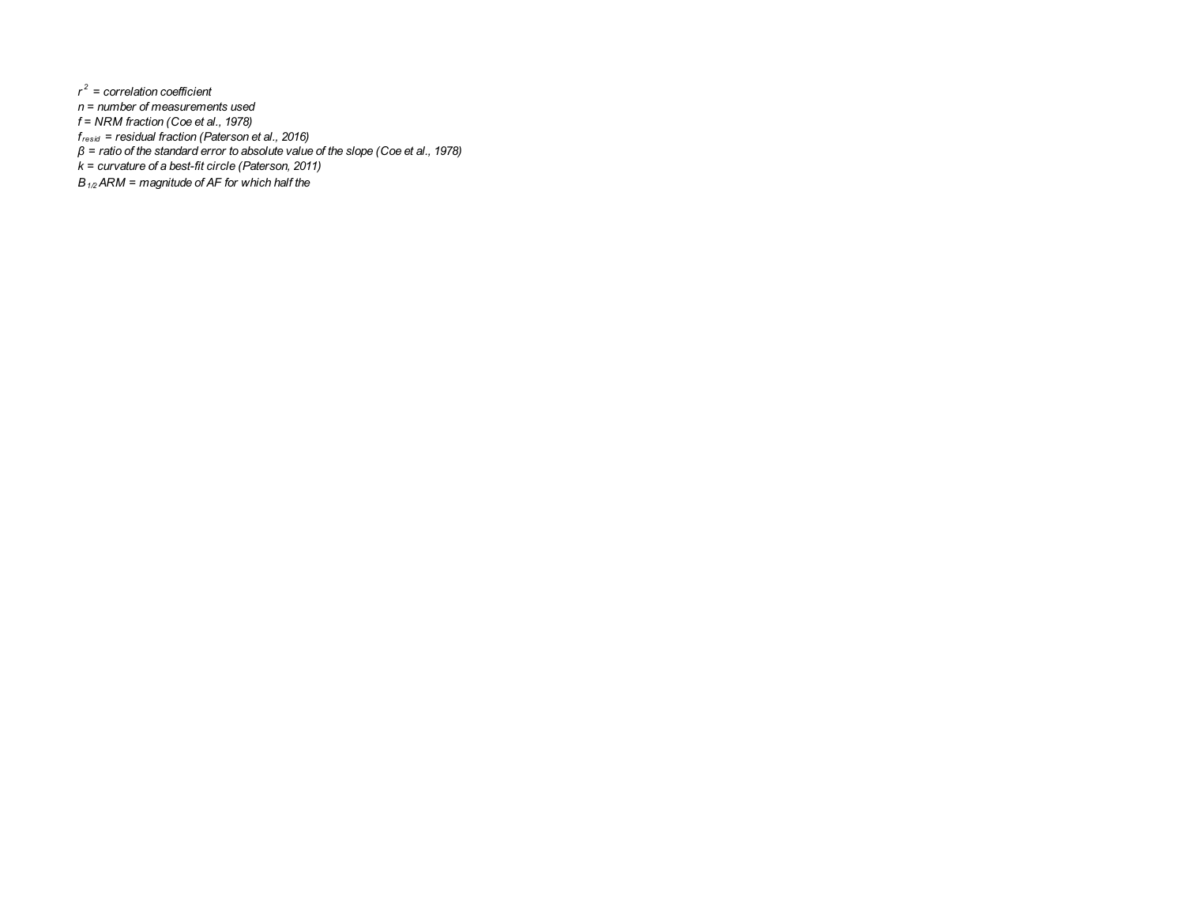*$r^2$ = correlation coefficient*
*n = number of measurements used*
*f = NRM fraction (Coe et al., 1978)*
*$f_{resid}$ = residual fraction (Paterson et al., 2016)*
*β = ratio of the standard error to absolute value of the slope (Coe et al., 1978)*
*k = curvature of a best-fit circle (Paterson, 2011)*
*$B_{1/2}$ARM = magnitude of AF for which half the*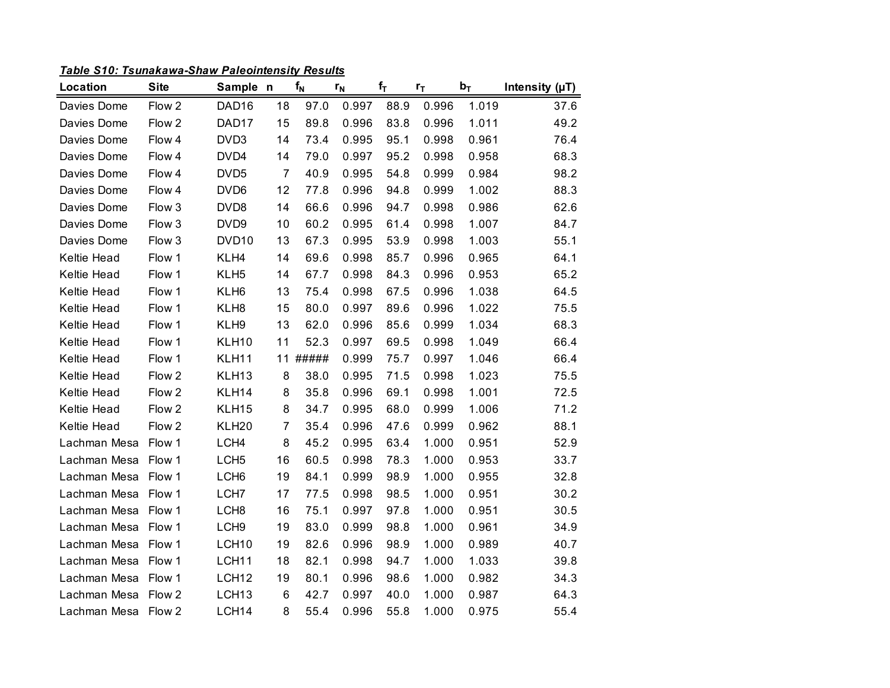***Table S10: Tsunakawa-Shaw Paleointensity Results***

| Location | Site | Sample | n | $f_N$ | $r_N$ | $f_T$ | $r_T$ | $b_T$ | Intensity (μT) |
|---|---|---|---|---|---|---|---|---|---|
| Davies Dome | Flow 2 | DAD16 | 18 | 97.0 | 0.997 | 88.9 | 0.996 | 1.019 | 37.6 |
| Davies Dome | Flow 2 | DAD17 | 15 | 89.8 | 0.996 | 83.8 | 0.996 | 1.011 | 49.2 |
| Davies Dome | Flow 4 | DVD3 | 14 | 73.4 | 0.995 | 95.1 | 0.998 | 0.961 | 76.4 |
| Davies Dome | Flow 4 | DVD4 | 14 | 79.0 | 0.997 | 95.2 | 0.998 | 0.958 | 68.3 |
| Davies Dome | Flow 4 | DVD5 | 7 | 40.9 | 0.995 | 54.8 | 0.999 | 0.984 | 98.2 |
| Davies Dome | Flow 4 | DVD6 | 12 | 77.8 | 0.996 | 94.8 | 0.999 | 1.002 | 88.3 |
| Davies Dome | Flow 3 | DVD8 | 14 | 66.6 | 0.996 | 94.7 | 0.998 | 0.986 | 62.6 |
| Davies Dome | Flow 3 | DVD9 | 10 | 60.2 | 0.995 | 61.4 | 0.998 | 1.007 | 84.7 |
| Davies Dome | Flow 3 | DVD10 | 13 | 67.3 | 0.995 | 53.9 | 0.998 | 1.003 | 55.1 |
| Keltie Head | Flow 1 | KLH4 | 14 | 69.6 | 0.998 | 85.7 | 0.996 | 0.965 | 64.1 |
| Keltie Head | Flow 1 | KLH5 | 14 | 67.7 | 0.998 | 84.3 | 0.996 | 0.953 | 65.2 |
| Keltie Head | Flow 1 | KLH6 | 13 | 75.4 | 0.998 | 67.5 | 0.996 | 1.038 | 64.5 |
| Keltie Head | Flow 1 | KLH8 | 15 | 80.0 | 0.997 | 89.6 | 0.996 | 1.022 | 75.5 |
| Keltie Head | Flow 1 | KLH9 | 13 | 62.0 | 0.996 | 85.6 | 0.999 | 1.034 | 68.3 |
| Keltie Head | Flow 1 | KLH10 | 11 | 52.3 | 0.997 | 69.5 | 0.998 | 1.049 | 66.4 |
| Keltie Head | Flow 1 | KLH11 | 11 | ##### | 0.999 | 75.7 | 0.997 | 1.046 | 66.4 |
| Keltie Head | Flow 2 | KLH13 | 8 | 38.0 | 0.995 | 71.5 | 0.998 | 1.023 | 75.5 |
| Keltie Head | Flow 2 | KLH14 | 8 | 35.8 | 0.996 | 69.1 | 0.998 | 1.001 | 72.5 |
| Keltie Head | Flow 2 | KLH15 | 8 | 34.7 | 0.995 | 68.0 | 0.999 | 1.006 | 71.2 |
| Keltie Head | Flow 2 | KLH20 | 7 | 35.4 | 0.996 | 47.6 | 0.999 | 0.962 | 88.1 |
| Lachman Mesa | Flow 1 | LCH4 | 8 | 45.2 | 0.995 | 63.4 | 1.000 | 0.951 | 52.9 |
| Lachman Mesa | Flow 1 | LCH5 | 16 | 60.5 | 0.998 | 78.3 | 1.000 | 0.953 | 33.7 |
| Lachman Mesa | Flow 1 | LCH6 | 19 | 84.1 | 0.999 | 98.9 | 1.000 | 0.955 | 32.8 |
| Lachman Mesa | Flow 1 | LCH7 | 17 | 77.5 | 0.998 | 98.5 | 1.000 | 0.951 | 30.2 |
| Lachman Mesa | Flow 1 | LCH8 | 16 | 75.1 | 0.997 | 97.8 | 1.000 | 0.951 | 30.5 |
| Lachman Mesa | Flow 1 | LCH9 | 19 | 83.0 | 0.999 | 98.8 | 1.000 | 0.961 | 34.9 |
| Lachman Mesa | Flow 1 | LCH10 | 19 | 82.6 | 0.996 | 98.9 | 1.000 | 0.989 | 40.7 |
| Lachman Mesa | Flow 1 | LCH11 | 18 | 82.1 | 0.998 | 94.7 | 1.000 | 1.033 | 39.8 |
| Lachman Mesa | Flow 1 | LCH12 | 19 | 80.1 | 0.996 | 98.6 | 1.000 | 0.982 | 34.3 |
| Lachman Mesa | Flow 2 | LCH13 | 6 | 42.7 | 0.997 | 40.0 | 1.000 | 0.987 | 64.3 |
| Lachman Mesa | Flow 2 | LCH14 | 8 | 55.4 | 0.996 | 55.8 | 1.000 | 0.975 | 55.4 |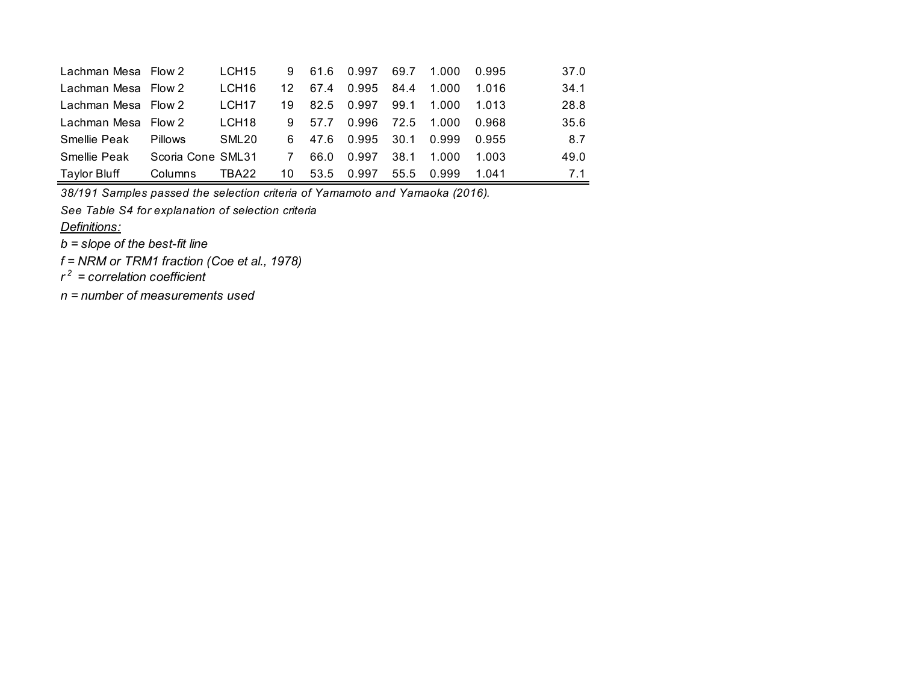| | | | | | | | | | |
|---|---|---|---|---|---|---|---|---|---|
| Lachman Mesa | Flow 2 | LCH15 | 9 | 61.6 | 0.997 | 69.7 | 1.000 | 0.995 | 37.0 |
| Lachman Mesa | Flow 2 | LCH16 | 12 | 67.4 | 0.995 | 84.4 | 1.000 | 1.016 | 34.1 |
| Lachman Mesa | Flow 2 | LCH17 | 19 | 82.5 | 0.997 | 99.1 | 1.000 | 1.013 | 28.8 |
| Lachman Mesa | Flow 2 | LCH18 | 9 | 57.7 | 0.996 | 72.5 | 1.000 | 0.968 | 35.6 |
| Smellie Peak | Pillows | SML20 | 6 | 47.6 | 0.995 | 30.1 | 0.999 | 0.955 | 8.7 |
| Smellie Peak | Scoria Cone | SML31 | 7 | 66.0 | 0.997 | 38.1 | 1.000 | 1.003 | 49.0 |
| Taylor Bluff | Columns | TBA22 | 10 | 53.5 | 0.997 | 55.5 | 0.999 | 1.041 | 7.1 |

*38/191 Samples passed the selection criteria of Yamamoto and Yamaoka (2016).*

*See Table S4 for explanation of selection criteria*

*Definitions:*

*b = slope of the best-fit line*

*f = NRM or TRM1 fraction (Coe et al., 1978)*

*$r^2$ = correlation coefficient*

*n = number of measurements used*